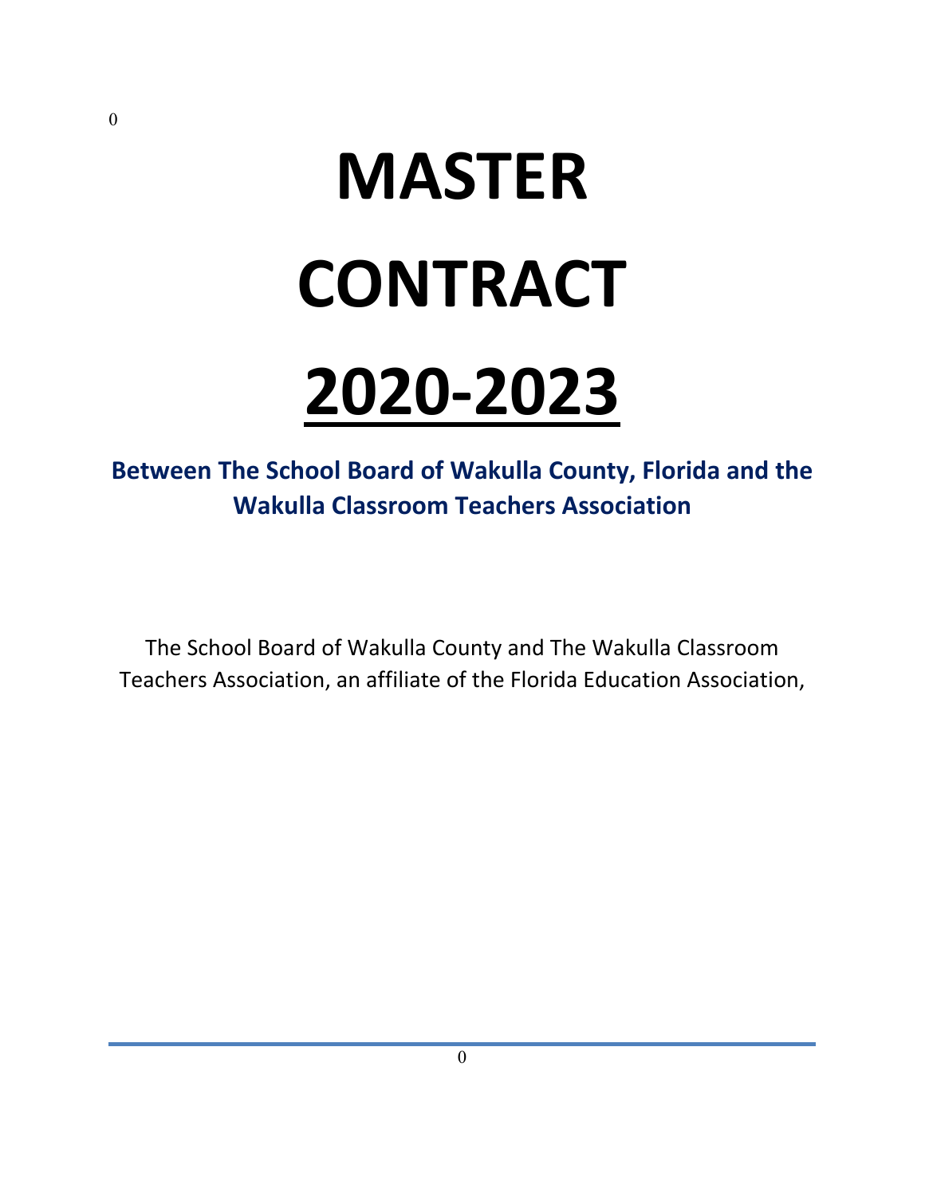# MASTER CONTRACT

# 2020-2023

**Between The School Board of Wakulla County, Florida and the Wakulla Classroom Teachers Association**

The School Board of Wakulla County and The Wakulla Classroom Teachers Association, an affiliate of the Florida Education Association,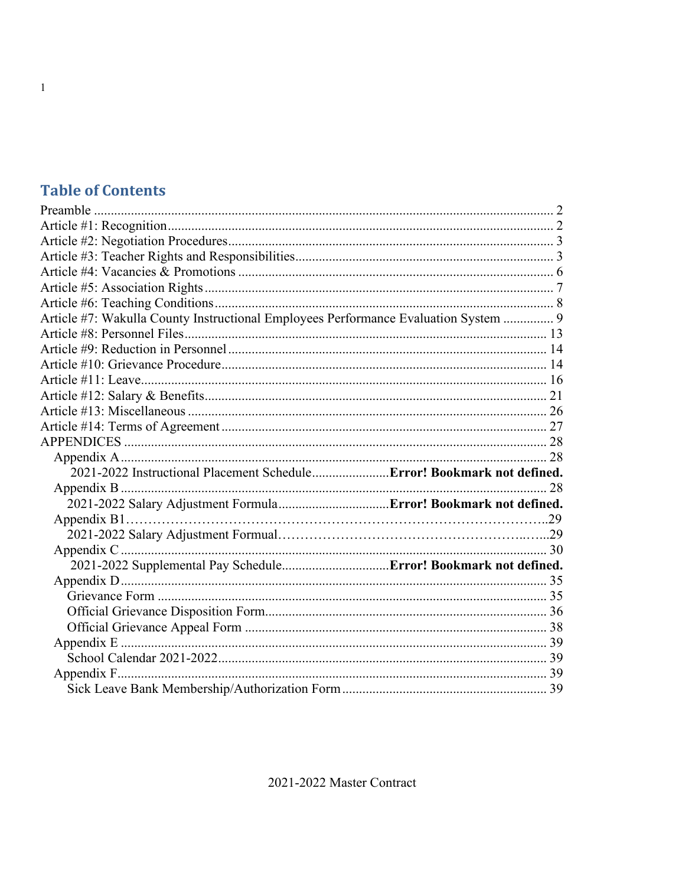## Table of Contents

Preamble ........................................................................................................................ 2
Article #1: Recognition.................................................................................................. 2
Article #2: Negotiation Procedures................................................................................ 3
Article #3: Teacher Rights and Responsibilities............................................................ 3
Article #4: Vacancies & Promotions ............................................................................. 6
Article #5: Association Rights....................................................................................... 7
Article #6: Teaching Conditions..................................................................................... 8
Article #7: Wakulla County Instructional Employees Performance Evaluation System ............... 9
Article #8: Personnel Files............................................................................................ 13
Article #9: Reduction in Personnel............................................................................... 14
Article #10: Grievance Procedure................................................................................. 14
Article #11: Leave......................................................................................................... 16
Article #12: Salary & Benefits...................................................................................... 21
Article #13: Miscellaneous ........................................................................................... 26
Article #14: Terms of Agreement.................................................................................. 27
APPENDICES .............................................................................................................. 28
  Appendix A.............................................................................................................. 28
    2021-2022 Instructional Placement Schedule.......................**Error! Bookmark not defined.**
  Appendix B .............................................................................................................. 28
    2021-2022 Salary Adjustment Formula.................................**Error! Bookmark not defined.**
  Appendix B1……………………………………………………………………………..29
    2021-2022 Salary Adjustment Formual………………………………………….…...29
  Appendix C .............................................................................................................. 30
    2021-2022 Supplemental Pay Schedule................................**Error! Bookmark not defined.**
  Appendix D.............................................................................................................. 35
    Grievance Form ..................................................................................................... 35
    Official Grievance Disposition Form..................................................................... 36
    Official Grievance Appeal Form ........................................................................... 38
  Appendix E .............................................................................................................. 39
    School Calendar 2021-2022.................................................................................. 39
  Appendix F............................................................................................................... 39
    Sick Leave Bank Membership/Authorization Form ............................................. 39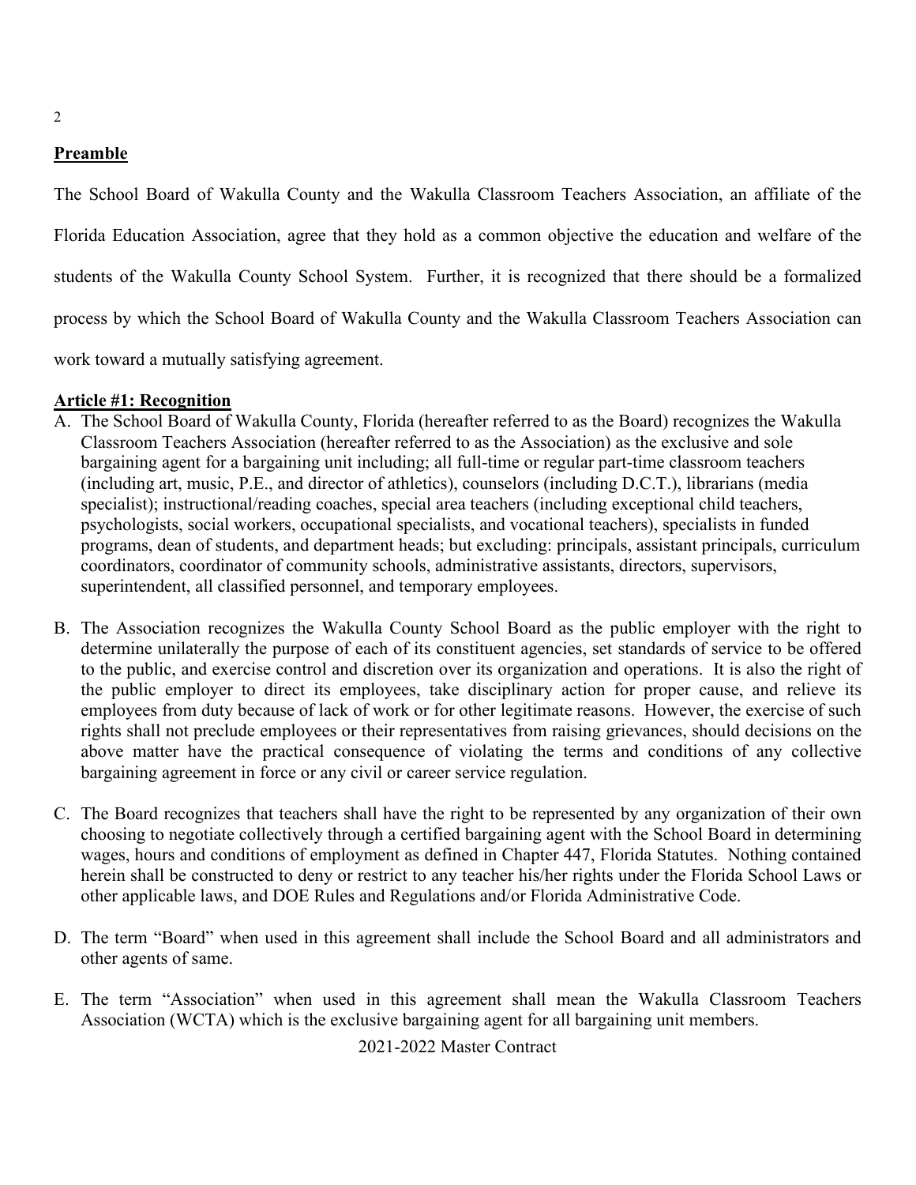**Preamble**

The School Board of Wakulla County and the Wakulla Classroom Teachers Association, an affiliate of the Florida Education Association, agree that they hold as a common objective the education and welfare of the students of the Wakulla County School System. Further, it is recognized that there should be a formalized process by which the School Board of Wakulla County and the Wakulla Classroom Teachers Association can work toward a mutually satisfying agreement.

**Article #1: Recognition**

A. The School Board of Wakulla County, Florida (hereafter referred to as the Board) recognizes the Wakulla Classroom Teachers Association (hereafter referred to as the Association) as the exclusive and sole bargaining agent for a bargaining unit including; all full-time or regular part-time classroom teachers (including art, music, P.E., and director of athletics), counselors (including D.C.T.), librarians (media specialist); instructional/reading coaches, special area teachers (including exceptional child teachers, psychologists, social workers, occupational specialists, and vocational teachers), specialists in funded programs, dean of students, and department heads; but excluding: principals, assistant principals, curriculum coordinators, coordinator of community schools, administrative assistants, directors, supervisors, superintendent, all classified personnel, and temporary employees.

B. The Association recognizes the Wakulla County School Board as the public employer with the right to determine unilaterally the purpose of each of its constituent agencies, set standards of service to be offered to the public, and exercise control and discretion over its organization and operations. It is also the right of the public employer to direct its employees, take disciplinary action for proper cause, and relieve its employees from duty because of lack of work or for other legitimate reasons. However, the exercise of such rights shall not preclude employees or their representatives from raising grievances, should decisions on the above matter have the practical consequence of violating the terms and conditions of any collective bargaining agreement in force or any civil or career service regulation.

C. The Board recognizes that teachers shall have the right to be represented by any organization of their own choosing to negotiate collectively through a certified bargaining agent with the School Board in determining wages, hours and conditions of employment as defined in Chapter 447, Florida Statutes. Nothing contained herein shall be constructed to deny or restrict to any teacher his/her rights under the Florida School Laws or other applicable laws, and DOE Rules and Regulations and/or Florida Administrative Code.

D. The term "Board" when used in this agreement shall include the School Board and all administrators and other agents of same.

E. The term "Association" when used in this agreement shall mean the Wakulla Classroom Teachers Association (WCTA) which is the exclusive bargaining agent for all bargaining unit members.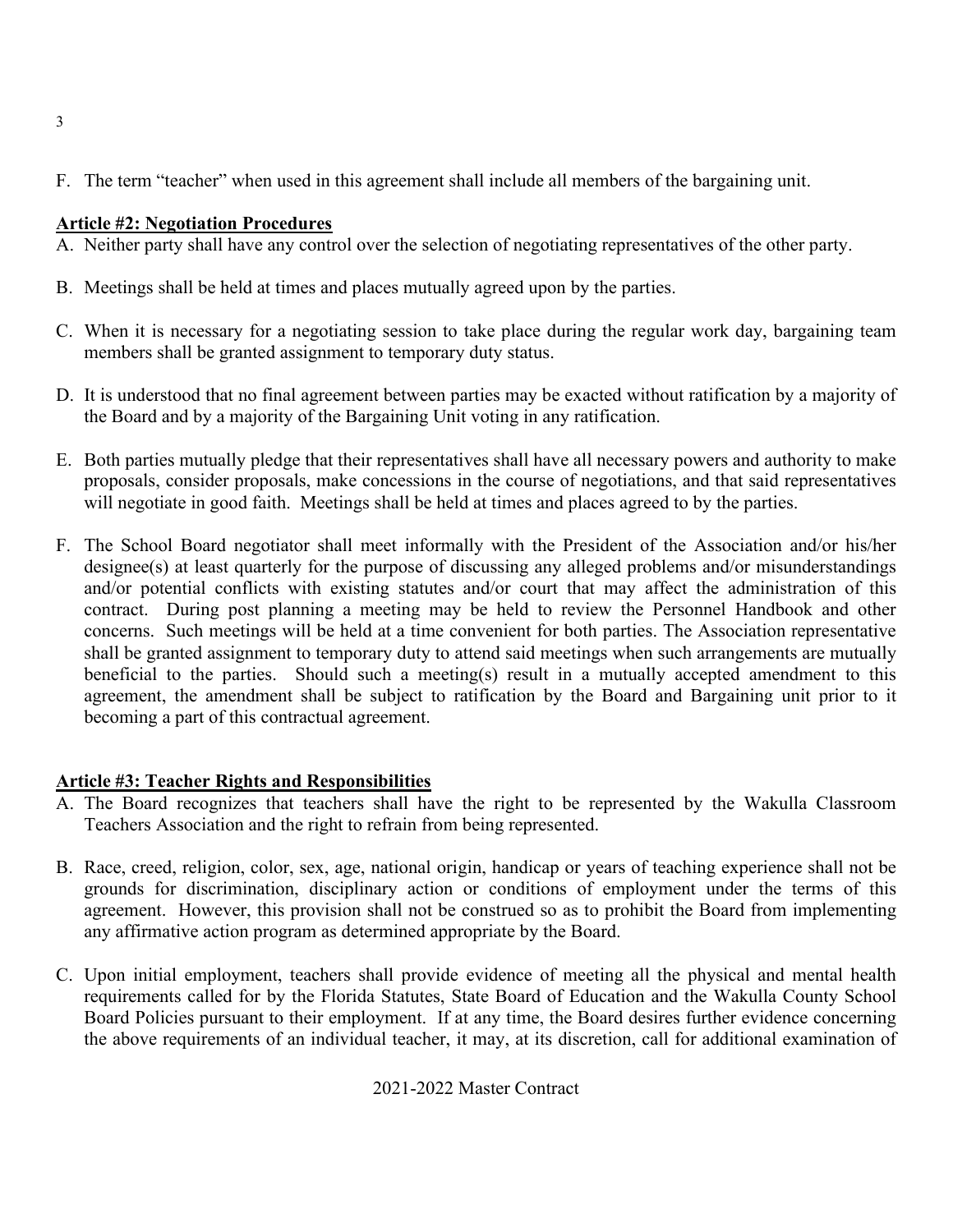F. The term "teacher" when used in this agreement shall include all members of the bargaining unit.

## Article #2: Negotiation Procedures

A. Neither party shall have any control over the selection of negotiating representatives of the other party.

B. Meetings shall be held at times and places mutually agreed upon by the parties.

C. When it is necessary for a negotiating session to take place during the regular work day, bargaining team members shall be granted assignment to temporary duty status.

D. It is understood that no final agreement between parties may be exacted without ratification by a majority of the Board and by a majority of the Bargaining Unit voting in any ratification.

E. Both parties mutually pledge that their representatives shall have all necessary powers and authority to make proposals, consider proposals, make concessions in the course of negotiations, and that said representatives will negotiate in good faith. Meetings shall be held at times and places agreed to by the parties.

F. The School Board negotiator shall meet informally with the President of the Association and/or his/her designee(s) at least quarterly for the purpose of discussing any alleged problems and/or misunderstandings and/or potential conflicts with existing statutes and/or court that may affect the administration of this contract. During post planning a meeting may be held to review the Personnel Handbook and other concerns. Such meetings will be held at a time convenient for both parties. The Association representative shall be granted assignment to temporary duty to attend said meetings when such arrangements are mutually beneficial to the parties. Should such a meeting(s) result in a mutually accepted amendment to this agreement, the amendment shall be subject to ratification by the Board and Bargaining unit prior to it becoming a part of this contractual agreement.

## Article #3: Teacher Rights and Responsibilities

A. The Board recognizes that teachers shall have the right to be represented by the Wakulla Classroom Teachers Association and the right to refrain from being represented.

B. Race, creed, religion, color, sex, age, national origin, handicap or years of teaching experience shall not be grounds for discrimination, disciplinary action or conditions of employment under the terms of this agreement. However, this provision shall not be construed so as to prohibit the Board from implementing any affirmative action program as determined appropriate by the Board.

C. Upon initial employment, teachers shall provide evidence of meeting all the physical and mental health requirements called for by the Florida Statutes, State Board of Education and the Wakulla County School Board Policies pursuant to their employment. If at any time, the Board desires further evidence concerning the above requirements of an individual teacher, it may, at its discretion, call for additional examination of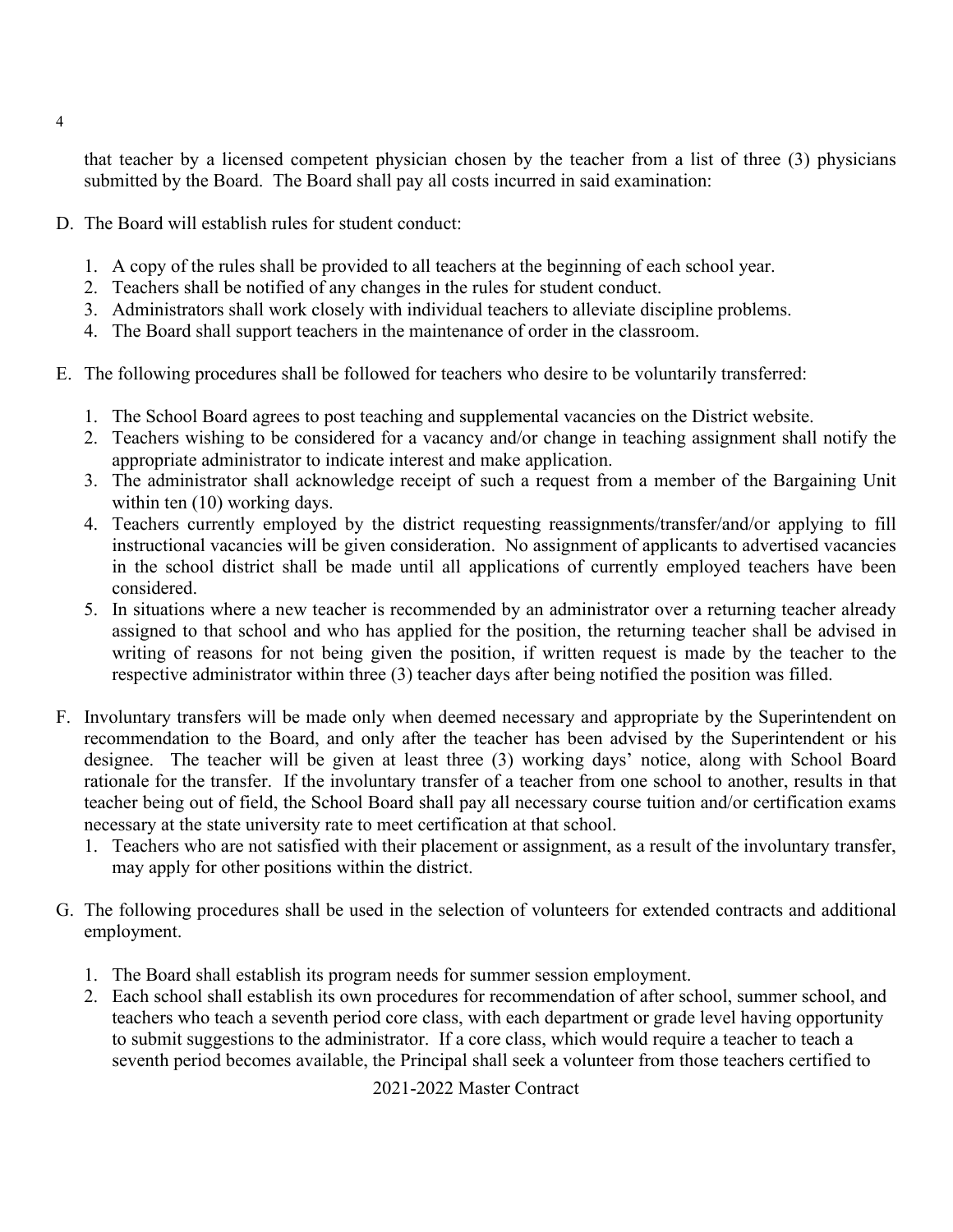that teacher by a licensed competent physician chosen by the teacher from a list of three (3) physicians submitted by the Board. The Board shall pay all costs incurred in said examination:

D. The Board will establish rules for student conduct:

   1. A copy of the rules shall be provided to all teachers at the beginning of each school year.
   2. Teachers shall be notified of any changes in the rules for student conduct.
   3. Administrators shall work closely with individual teachers to alleviate discipline problems.
   4. The Board shall support teachers in the maintenance of order in the classroom.

E. The following procedures shall be followed for teachers who desire to be voluntarily transferred:

   1. The School Board agrees to post teaching and supplemental vacancies on the District website.
   2. Teachers wishing to be considered for a vacancy and/or change in teaching assignment shall notify the appropriate administrator to indicate interest and make application.
   3. The administrator shall acknowledge receipt of such a request from a member of the Bargaining Unit within ten (10) working days.
   4. Teachers currently employed by the district requesting reassignments/transfer/and/or applying to fill instructional vacancies will be given consideration. No assignment of applicants to advertised vacancies in the school district shall be made until all applications of currently employed teachers have been considered.
   5. In situations where a new teacher is recommended by an administrator over a returning teacher already assigned to that school and who has applied for the position, the returning teacher shall be advised in writing of reasons for not being given the position, if written request is made by the teacher to the respective administrator within three (3) teacher days after being notified the position was filled.

F. Involuntary transfers will be made only when deemed necessary and appropriate by the Superintendent on recommendation to the Board, and only after the teacher has been advised by the Superintendent or his designee. The teacher will be given at least three (3) working days' notice, along with School Board rationale for the transfer. If the involuntary transfer of a teacher from one school to another, results in that teacher being out of field, the School Board shall pay all necessary course tuition and/or certification exams necessary at the state university rate to meet certification at that school.

   1. Teachers who are not satisfied with their placement or assignment, as a result of the involuntary transfer, may apply for other positions within the district.

G. The following procedures shall be used in the selection of volunteers for extended contracts and additional employment.

   1. The Board shall establish its program needs for summer session employment.
   2. Each school shall establish its own procedures for recommendation of after school, summer school, and teachers who teach a seventh period core class, with each department or grade level having opportunity to submit suggestions to the administrator. If a core class, which would require a teacher to teach a seventh period becomes available, the Principal shall seek a volunteer from those teachers certified to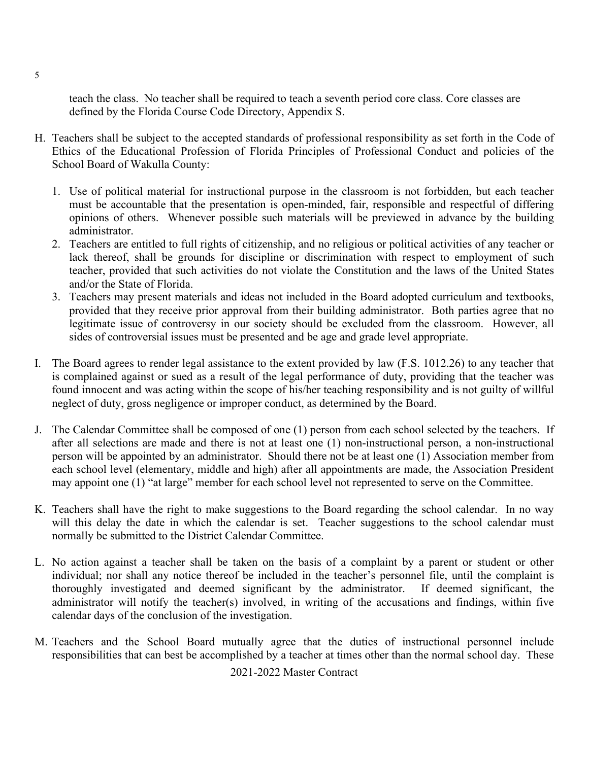teach the class. No teacher shall be required to teach a seventh period core class. Core classes are defined by the Florida Course Code Directory, Appendix S.

H. Teachers shall be subject to the accepted standards of professional responsibility as set forth in the Code of Ethics of the Educational Profession of Florida Principles of Professional Conduct and policies of the School Board of Wakulla County:

   1. Use of political material for instructional purpose in the classroom is not forbidden, but each teacher must be accountable that the presentation is open-minded, fair, responsible and respectful of differing opinions of others. Whenever possible such materials will be previewed in advance by the building administrator.
   2. Teachers are entitled to full rights of citizenship, and no religious or political activities of any teacher or lack thereof, shall be grounds for discipline or discrimination with respect to employment of such teacher, provided that such activities do not violate the Constitution and the laws of the United States and/or the State of Florida.
   3. Teachers may present materials and ideas not included in the Board adopted curriculum and textbooks, provided that they receive prior approval from their building administrator. Both parties agree that no legitimate issue of controversy in our society should be excluded from the classroom. However, all sides of controversial issues must be presented and be age and grade level appropriate.

I. The Board agrees to render legal assistance to the extent provided by law (F.S. 1012.26) to any teacher that is complained against or sued as a result of the legal performance of duty, providing that the teacher was found innocent and was acting within the scope of his/her teaching responsibility and is not guilty of willful neglect of duty, gross negligence or improper conduct, as determined by the Board.

J. The Calendar Committee shall be composed of one (1) person from each school selected by the teachers. If after all selections are made and there is not at least one (1) non-instructional person, a non-instructional person will be appointed by an administrator. Should there not be at least one (1) Association member from each school level (elementary, middle and high) after all appointments are made, the Association President may appoint one (1) "at large" member for each school level not represented to serve on the Committee.

K. Teachers shall have the right to make suggestions to the Board regarding the school calendar. In no way will this delay the date in which the calendar is set. Teacher suggestions to the school calendar must normally be submitted to the District Calendar Committee.

L. No action against a teacher shall be taken on the basis of a complaint by a parent or student or other individual; nor shall any notice thereof be included in the teacher's personnel file, until the complaint is thoroughly investigated and deemed significant by the administrator. If deemed significant, the administrator will notify the teacher(s) involved, in writing of the accusations and findings, within five calendar days of the conclusion of the investigation.

M. Teachers and the School Board mutually agree that the duties of instructional personnel include responsibilities that can best be accomplished by a teacher at times other than the normal school day. These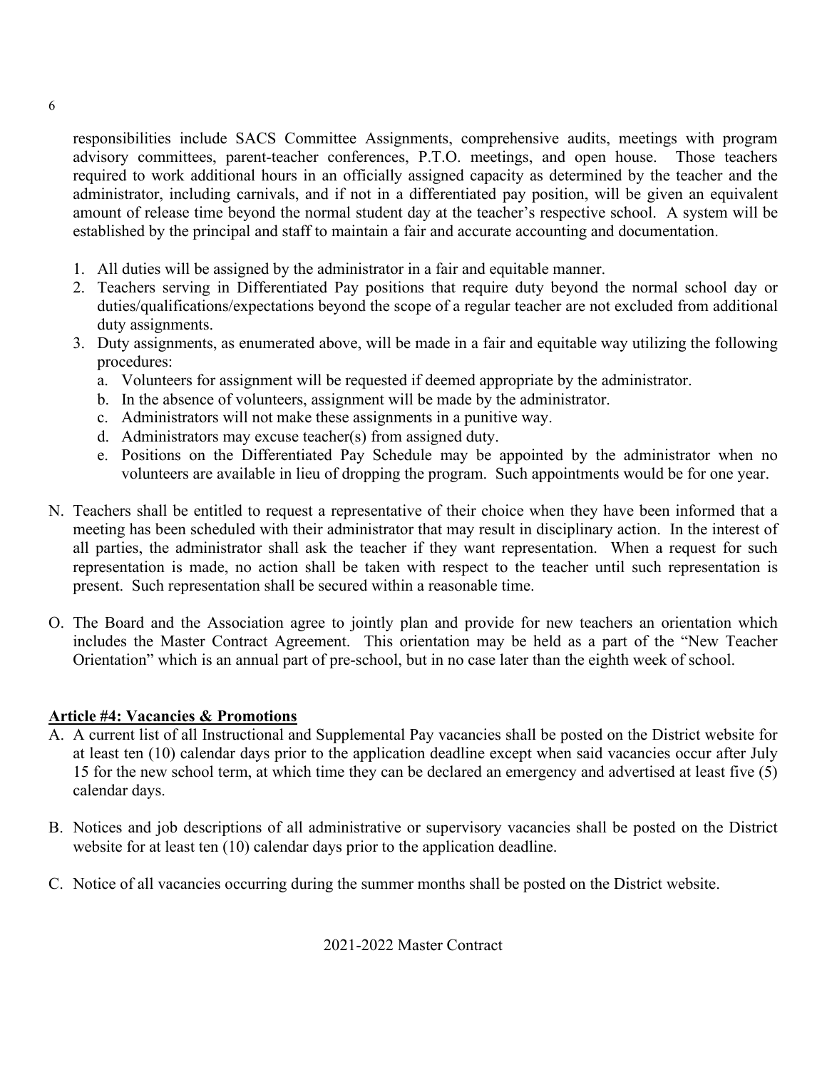responsibilities include SACS Committee Assignments, comprehensive audits, meetings with program advisory committees, parent-teacher conferences, P.T.O. meetings, and open house. Those teachers required to work additional hours in an officially assigned capacity as determined by the teacher and the administrator, including carnivals, and if not in a differentiated pay position, will be given an equivalent amount of release time beyond the normal student day at the teacher's respective school. A system will be established by the principal and staff to maintain a fair and accurate accounting and documentation.

1. All duties will be assigned by the administrator in a fair and equitable manner.
2. Teachers serving in Differentiated Pay positions that require duty beyond the normal school day or duties/qualifications/expectations beyond the scope of a regular teacher are not excluded from additional duty assignments.
3. Duty assignments, as enumerated above, will be made in a fair and equitable way utilizing the following procedures:
   a. Volunteers for assignment will be requested if deemed appropriate by the administrator.
   b. In the absence of volunteers, assignment will be made by the administrator.
   c. Administrators will not make these assignments in a punitive way.
   d. Administrators may excuse teacher(s) from assigned duty.
   e. Positions on the Differentiated Pay Schedule may be appointed by the administrator when no volunteers are available in lieu of dropping the program. Such appointments would be for one year.

N. Teachers shall be entitled to request a representative of their choice when they have been informed that a meeting has been scheduled with their administrator that may result in disciplinary action. In the interest of all parties, the administrator shall ask the teacher if they want representation. When a request for such representation is made, no action shall be taken with respect to the teacher until such representation is present. Such representation shall be secured within a reasonable time.

O. The Board and the Association agree to jointly plan and provide for new teachers an orientation which includes the Master Contract Agreement. This orientation may be held as a part of the "New Teacher Orientation" which is an annual part of pre-school, but in no case later than the eighth week of school.

## Article #4: Vacancies & Promotions

A. A current list of all Instructional and Supplemental Pay vacancies shall be posted on the District website for at least ten (10) calendar days prior to the application deadline except when said vacancies occur after July 15 for the new school term, at which time they can be declared an emergency and advertised at least five (5) calendar days.

B. Notices and job descriptions of all administrative or supervisory vacancies shall be posted on the District website for at least ten (10) calendar days prior to the application deadline.

C. Notice of all vacancies occurring during the summer months shall be posted on the District website.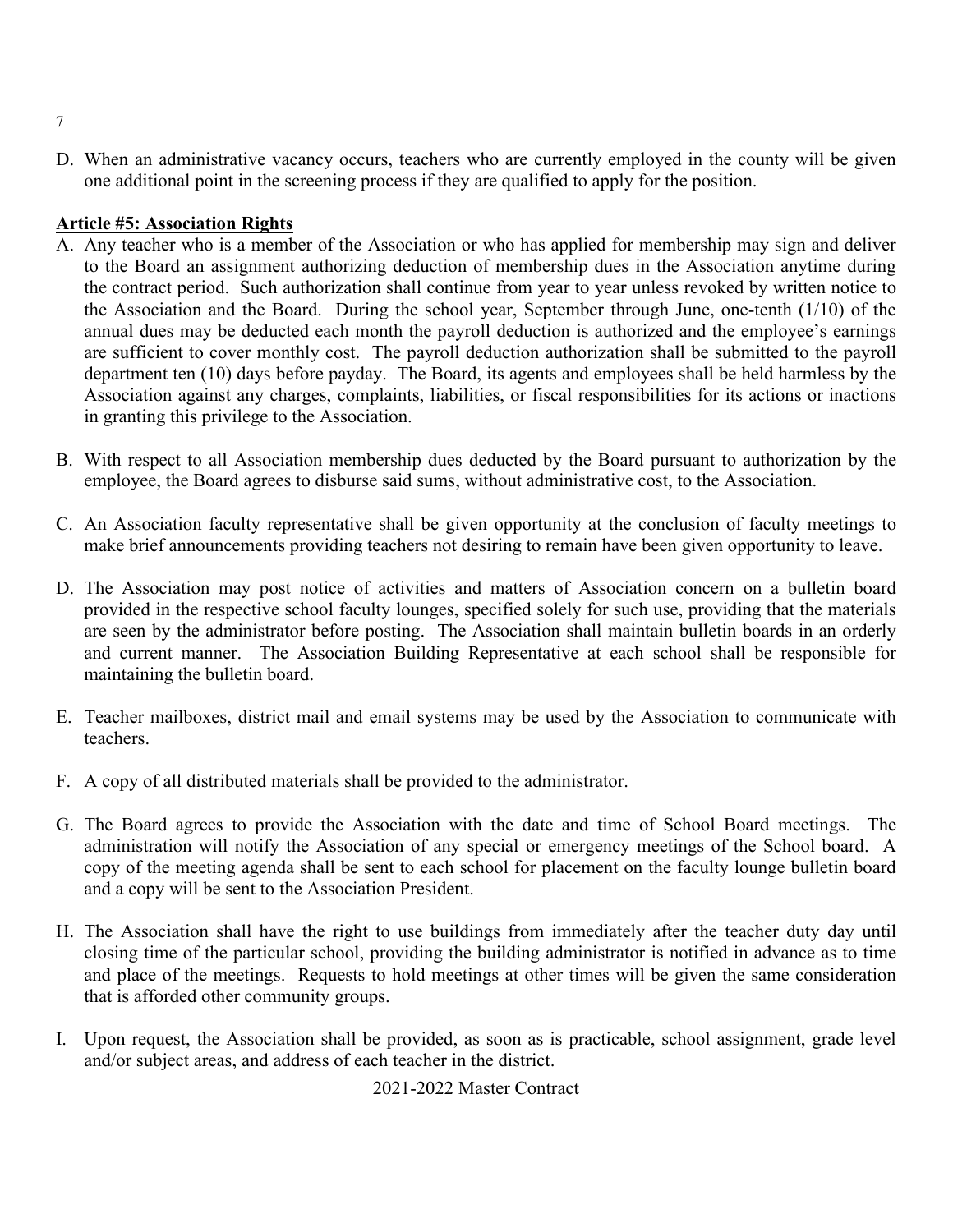D. When an administrative vacancy occurs, teachers who are currently employed in the county will be given one additional point in the screening process if they are qualified to apply for the position.

**Article #5: Association Rights**

A. Any teacher who is a member of the Association or who has applied for membership may sign and deliver to the Board an assignment authorizing deduction of membership dues in the Association anytime during the contract period. Such authorization shall continue from year to year unless revoked by written notice to the Association and the Board. During the school year, September through June, one-tenth (1/10) of the annual dues may be deducted each month the payroll deduction is authorized and the employee's earnings are sufficient to cover monthly cost. The payroll deduction authorization shall be submitted to the payroll department ten (10) days before payday. The Board, its agents and employees shall be held harmless by the Association against any charges, complaints, liabilities, or fiscal responsibilities for its actions or inactions in granting this privilege to the Association.

B. With respect to all Association membership dues deducted by the Board pursuant to authorization by the employee, the Board agrees to disburse said sums, without administrative cost, to the Association.

C. An Association faculty representative shall be given opportunity at the conclusion of faculty meetings to make brief announcements providing teachers not desiring to remain have been given opportunity to leave.

D. The Association may post notice of activities and matters of Association concern on a bulletin board provided in the respective school faculty lounges, specified solely for such use, providing that the materials are seen by the administrator before posting. The Association shall maintain bulletin boards in an orderly and current manner. The Association Building Representative at each school shall be responsible for maintaining the bulletin board.

E. Teacher mailboxes, district mail and email systems may be used by the Association to communicate with teachers.

F. A copy of all distributed materials shall be provided to the administrator.

G. The Board agrees to provide the Association with the date and time of School Board meetings. The administration will notify the Association of any special or emergency meetings of the School board. A copy of the meeting agenda shall be sent to each school for placement on the faculty lounge bulletin board and a copy will be sent to the Association President.

H. The Association shall have the right to use buildings from immediately after the teacher duty day until closing time of the particular school, providing the building administrator is notified in advance as to time and place of the meetings. Requests to hold meetings at other times will be given the same consideration that is afforded other community groups.

I. Upon request, the Association shall be provided, as soon as is practicable, school assignment, grade level and/or subject areas, and address of each teacher in the district.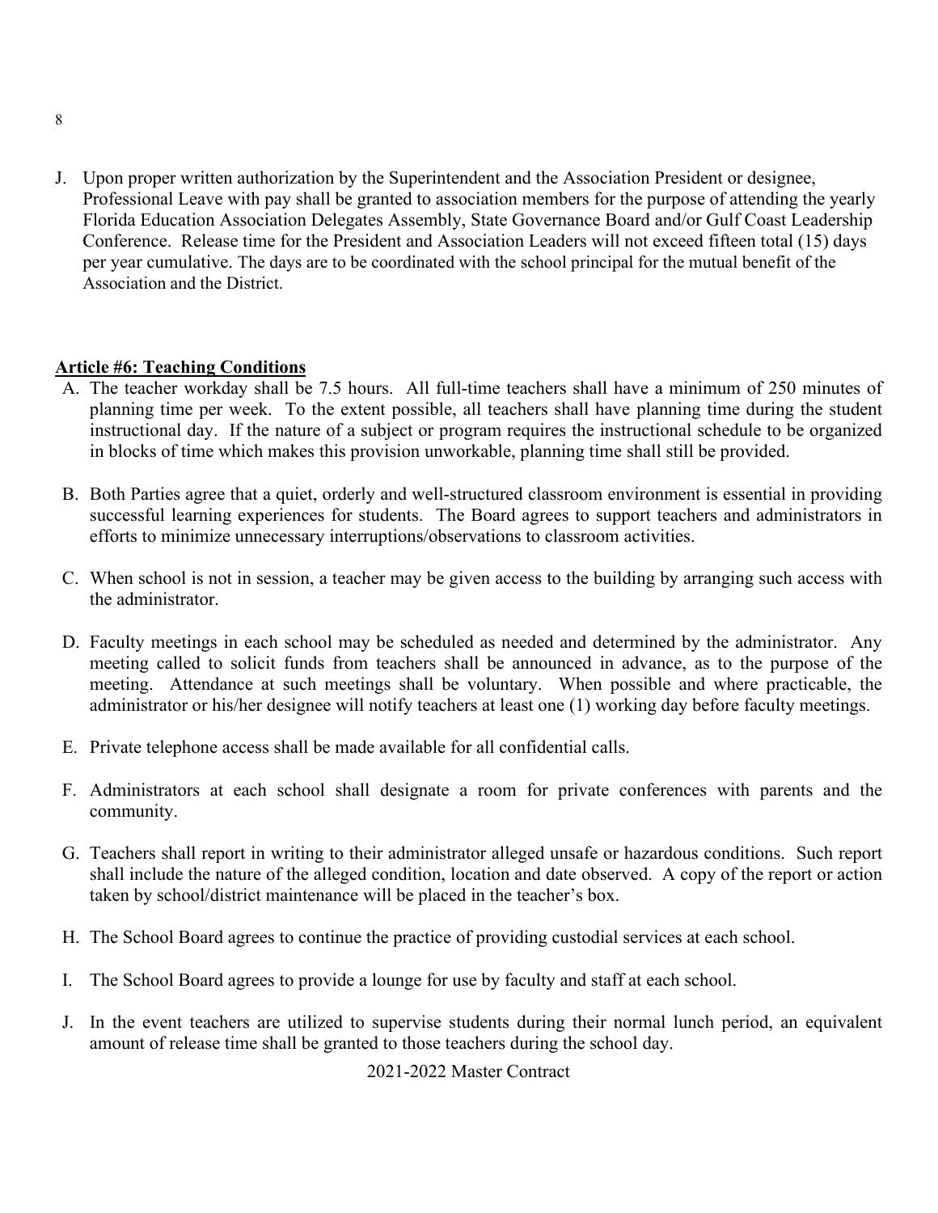J. Upon proper written authorization by the Superintendent and the Association President or designee, Professional Leave with pay shall be granted to association members for the purpose of attending the yearly Florida Education Association Delegates Assembly, State Governance Board and/or Gulf Coast Leadership Conference. Release time for the President and Association Leaders will not exceed fifteen total (15) days per year cumulative. The days are to be coordinated with the school principal for the mutual benefit of the Association and the District.

**Article #6: Teaching Conditions**

A. The teacher workday shall be 7.5 hours. All full-time teachers shall have a minimum of 250 minutes of planning time per week. To the extent possible, all teachers shall have planning time during the student instructional day. If the nature of a subject or program requires the instructional schedule to be organized in blocks of time which makes this provision unworkable, planning time shall still be provided.

B. Both Parties agree that a quiet, orderly and well-structured classroom environment is essential in providing successful learning experiences for students. The Board agrees to support teachers and administrators in efforts to minimize unnecessary interruptions/observations to classroom activities.

C. When school is not in session, a teacher may be given access to the building by arranging such access with the administrator.

D. Faculty meetings in each school may be scheduled as needed and determined by the administrator. Any meeting called to solicit funds from teachers shall be announced in advance, as to the purpose of the meeting. Attendance at such meetings shall be voluntary. When possible and where practicable, the administrator or his/her designee will notify teachers at least one (1) working day before faculty meetings.

E. Private telephone access shall be made available for all confidential calls.

F. Administrators at each school shall designate a room for private conferences with parents and the community.

G. Teachers shall report in writing to their administrator alleged unsafe or hazardous conditions. Such report shall include the nature of the alleged condition, location and date observed. A copy of the report or action taken by school/district maintenance will be placed in the teacher's box.

H. The School Board agrees to continue the practice of providing custodial services at each school.

I. The School Board agrees to provide a lounge for use by faculty and staff at each school.

J. In the event teachers are utilized to supervise students during their normal lunch period, an equivalent amount of release time shall be granted to those teachers during the school day.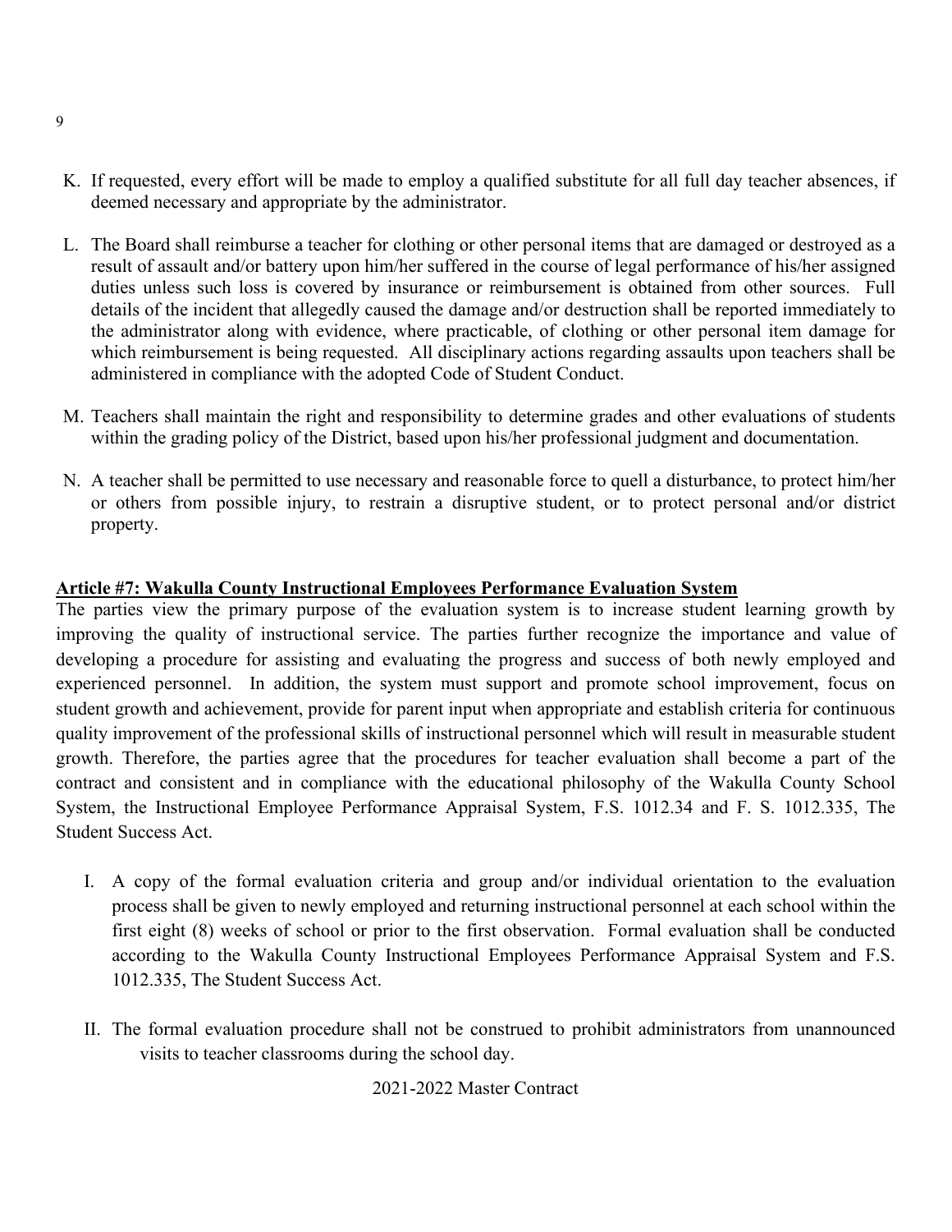K. If requested, every effort will be made to employ a qualified substitute for all full day teacher absences, if deemed necessary and appropriate by the administrator.

L. The Board shall reimburse a teacher for clothing or other personal items that are damaged or destroyed as a result of assault and/or battery upon him/her suffered in the course of legal performance of his/her assigned duties unless such loss is covered by insurance or reimbursement is obtained from other sources. Full details of the incident that allegedly caused the damage and/or destruction shall be reported immediately to the administrator along with evidence, where practicable, of clothing or other personal item damage for which reimbursement is being requested. All disciplinary actions regarding assaults upon teachers shall be administered in compliance with the adopted Code of Student Conduct.

M. Teachers shall maintain the right and responsibility to determine grades and other evaluations of students within the grading policy of the District, based upon his/her professional judgment and documentation.

N. A teacher shall be permitted to use necessary and reasonable force to quell a disturbance, to protect him/her or others from possible injury, to restrain a disruptive student, or to protect personal and/or district property.

## Article #7: Wakulla County Instructional Employees Performance Evaluation System

The parties view the primary purpose of the evaluation system is to increase student learning growth by improving the quality of instructional service. The parties further recognize the importance and value of developing a procedure for assisting and evaluating the progress and success of both newly employed and experienced personnel. In addition, the system must support and promote school improvement, focus on student growth and achievement, provide for parent input when appropriate and establish criteria for continuous quality improvement of the professional skills of instructional personnel which will result in measurable student growth. Therefore, the parties agree that the procedures for teacher evaluation shall become a part of the contract and consistent and in compliance with the educational philosophy of the Wakulla County School System, the Instructional Employee Performance Appraisal System, F.S. 1012.34 and F. S. 1012.335, The Student Success Act.

I. A copy of the formal evaluation criteria and group and/or individual orientation to the evaluation process shall be given to newly employed and returning instructional personnel at each school within the first eight (8) weeks of school or prior to the first observation. Formal evaluation shall be conducted according to the Wakulla County Instructional Employees Performance Appraisal System and F.S. 1012.335, The Student Success Act.

II. The formal evaluation procedure shall not be construed to prohibit administrators from unannounced visits to teacher classrooms during the school day.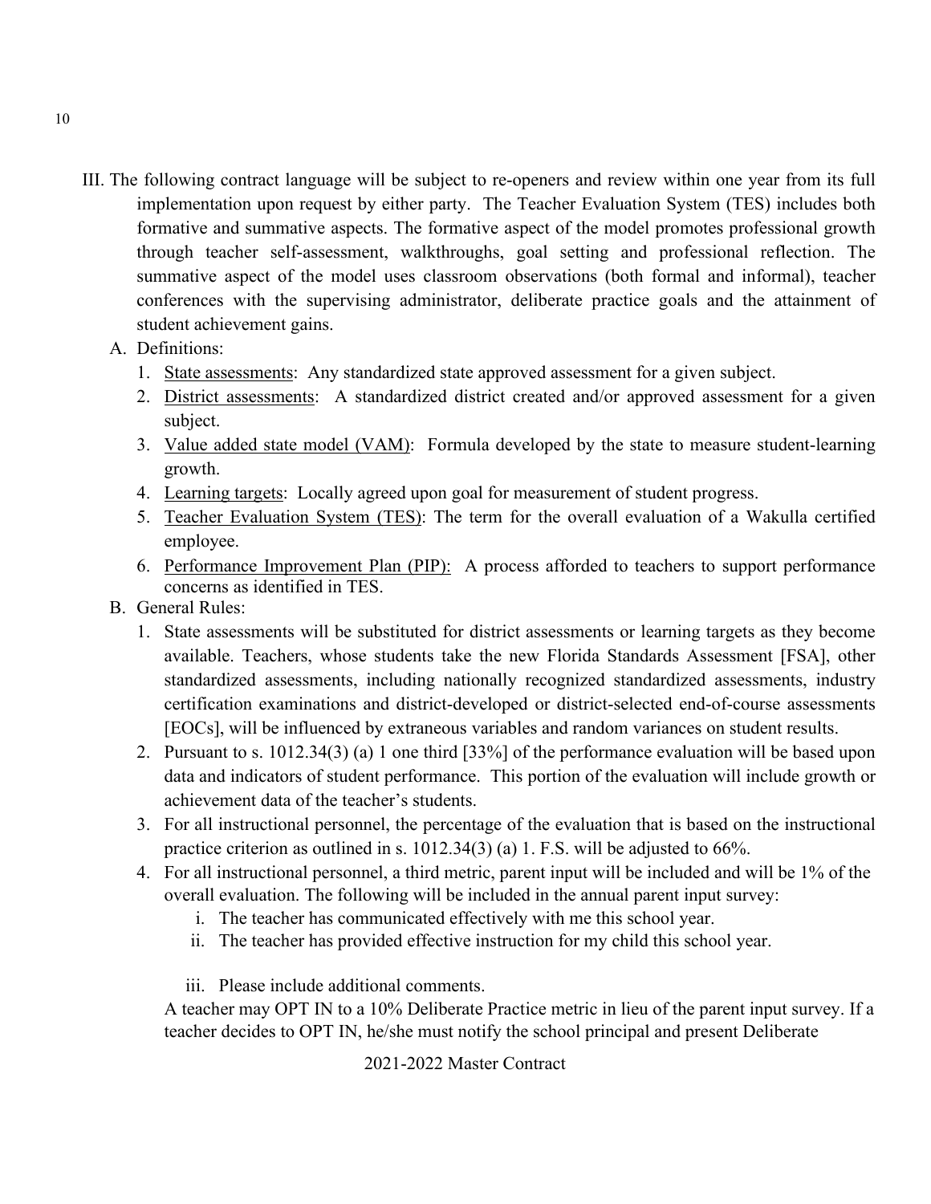III. The following contract language will be subject to re-openers and review within one year from its full implementation upon request by either party. The Teacher Evaluation System (TES) includes both formative and summative aspects. The formative aspect of the model promotes professional growth through teacher self-assessment, walkthroughs, goal setting and professional reflection. The summative aspect of the model uses classroom observations (both formal and informal), teacher conferences with the supervising administrator, deliberate practice goals and the attainment of student achievement gains.

A. Definitions:

1. <u>State assessments</u>: Any standardized state approved assessment for a given subject.
2. <u>District assessments</u>: A standardized district created and/or approved assessment for a given subject.
3. <u>Value added state model (VAM)</u>: Formula developed by the state to measure student-learning growth.
4. <u>Learning targets</u>: Locally agreed upon goal for measurement of student progress.
5. <u>Teacher Evaluation System (TES)</u>: The term for the overall evaluation of a Wakulla certified employee.
6. <u>Performance Improvement Plan (PIP):</u> A process afforded to teachers to support performance concerns as identified in TES.

B. General Rules:

1. State assessments will be substituted for district assessments or learning targets as they become available. Teachers, whose students take the new Florida Standards Assessment [FSA], other standardized assessments, including nationally recognized standardized assessments, industry certification examinations and district-developed or district-selected end-of-course assessments [EOCs], will be influenced by extraneous variables and random variances on student results.
2. Pursuant to s. 1012.34(3) (a) 1 one third [33%] of the performance evaluation will be based upon data and indicators of student performance. This portion of the evaluation will include growth or achievement data of the teacher's students.
3. For all instructional personnel, the percentage of the evaluation that is based on the instructional practice criterion as outlined in s. 1012.34(3) (a) 1. F.S. will be adjusted to 66%.
4. For all instructional personnel, a third metric, parent input will be included and will be 1% of the overall evaluation. The following will be included in the annual parent input survey:
   i. The teacher has communicated effectively with me this school year.
   ii. The teacher has provided effective instruction for my child this school year.
   iii. Please include additional comments.

   A teacher may OPT IN to a 10% Deliberate Practice metric in lieu of the parent input survey. If a teacher decides to OPT IN, he/she must notify the school principal and present Deliberate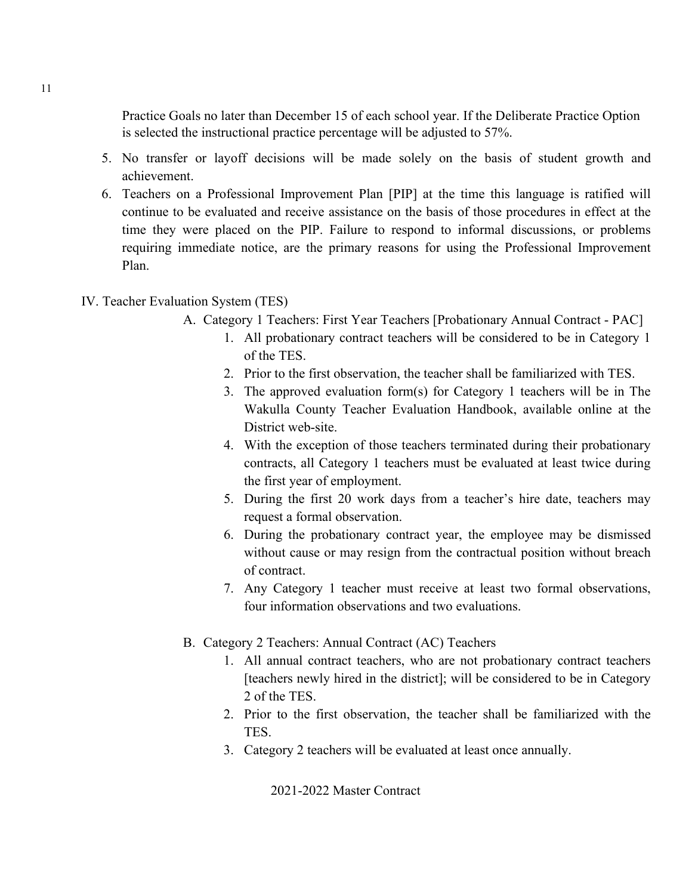Practice Goals no later than December 15 of each school year. If the Deliberate Practice Option is selected the instructional practice percentage will be adjusted to 57%.

5. No transfer or layoff decisions will be made solely on the basis of student growth and achievement.
6. Teachers on a Professional Improvement Plan [PIP] at the time this language is ratified will continue to be evaluated and receive assistance on the basis of those procedures in effect at the time they were placed on the PIP. Failure to respond to informal discussions, or problems requiring immediate notice, are the primary reasons for using the Professional Improvement Plan.

IV. Teacher Evaluation System (TES)

A. Category 1 Teachers: First Year Teachers [Probationary Annual Contract - PAC]

1. All probationary contract teachers will be considered to be in Category 1 of the TES.
2. Prior to the first observation, the teacher shall be familiarized with TES.
3. The approved evaluation form(s) for Category 1 teachers will be in The Wakulla County Teacher Evaluation Handbook, available online at the District web-site.
4. With the exception of those teachers terminated during their probationary contracts, all Category 1 teachers must be evaluated at least twice during the first year of employment.
5. During the first 20 work days from a teacher's hire date, teachers may request a formal observation.
6. During the probationary contract year, the employee may be dismissed without cause or may resign from the contractual position without breach of contract.
7. Any Category 1 teacher must receive at least two formal observations, four information observations and two evaluations.

B. Category 2 Teachers: Annual Contract (AC) Teachers

1. All annual contract teachers, who are not probationary contract teachers [teachers newly hired in the district]; will be considered to be in Category 2 of the TES.
2. Prior to the first observation, the teacher shall be familiarized with the TES.
3. Category 2 teachers will be evaluated at least once annually.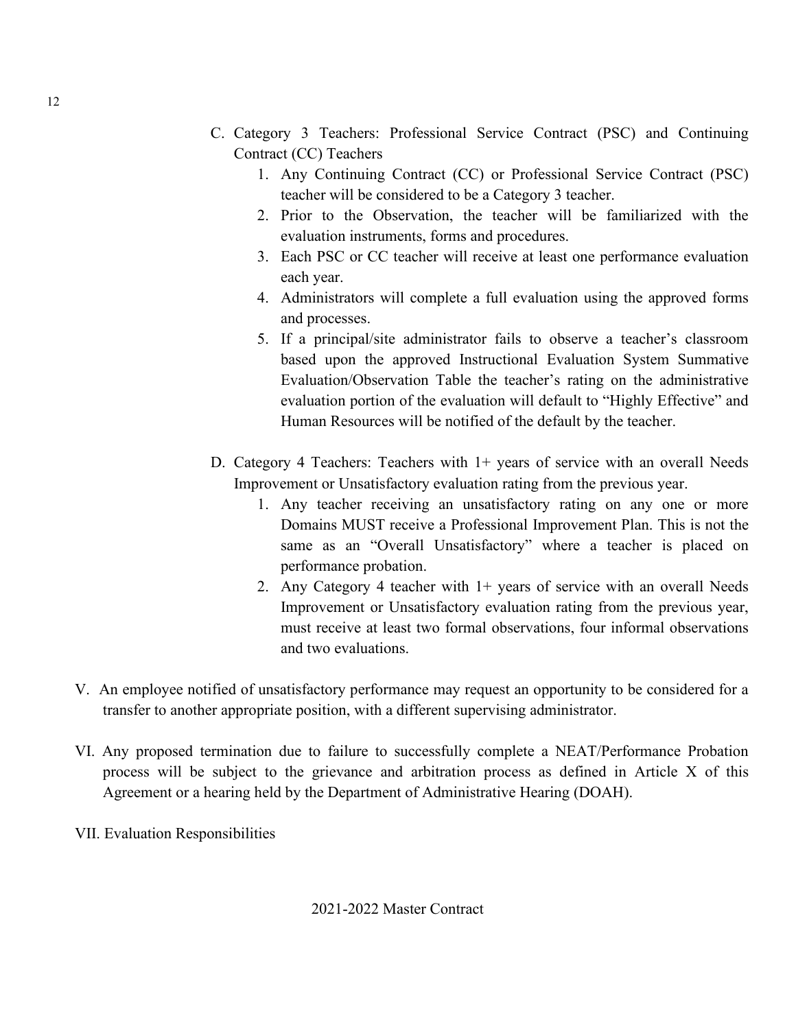C. Category 3 Teachers: Professional Service Contract (PSC) and Continuing Contract (CC) Teachers

    1. Any Continuing Contract (CC) or Professional Service Contract (PSC) teacher will be considered to be a Category 3 teacher.
    2. Prior to the Observation, the teacher will be familiarized with the evaluation instruments, forms and procedures.
    3. Each PSC or CC teacher will receive at least one performance evaluation each year.
    4. Administrators will complete a full evaluation using the approved forms and processes.
    5. If a principal/site administrator fails to observe a teacher's classroom based upon the approved Instructional Evaluation System Summative Evaluation/Observation Table the teacher's rating on the administrative evaluation portion of the evaluation will default to "Highly Effective" and Human Resources will be notified of the default by the teacher.

D. Category 4 Teachers: Teachers with 1+ years of service with an overall Needs Improvement or Unsatisfactory evaluation rating from the previous year.

    1. Any teacher receiving an unsatisfactory rating on any one or more Domains MUST receive a Professional Improvement Plan. This is not the same as an "Overall Unsatisfactory" where a teacher is placed on performance probation.
    2. Any Category 4 teacher with 1+ years of service with an overall Needs Improvement or Unsatisfactory evaluation rating from the previous year, must receive at least two formal observations, four informal observations and two evaluations.

V. An employee notified of unsatisfactory performance may request an opportunity to be considered for a transfer to another appropriate position, with a different supervising administrator.

VI. Any proposed termination due to failure to successfully complete a NEAT/Performance Probation process will be subject to the grievance and arbitration process as defined in Article X of this Agreement or a hearing held by the Department of Administrative Hearing (DOAH).

VII. Evaluation Responsibilities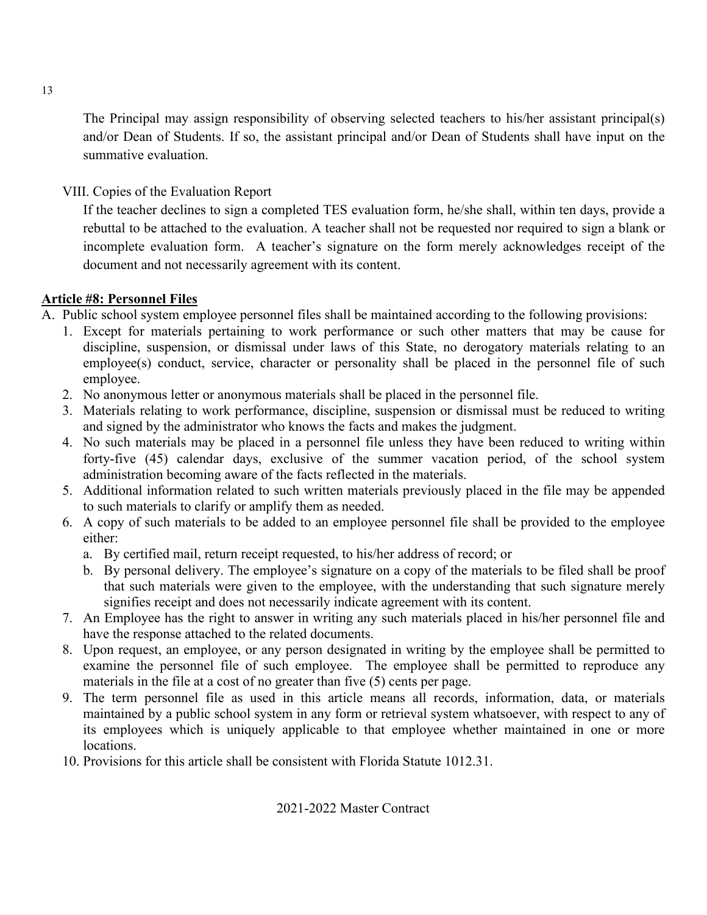The Principal may assign responsibility of observing selected teachers to his/her assistant principal(s) and/or Dean of Students. If so, the assistant principal and/or Dean of Students shall have input on the summative evaluation.

VIII. Copies of the Evaluation Report

If the teacher declines to sign a completed TES evaluation form, he/she shall, within ten days, provide a rebuttal to be attached to the evaluation. A teacher shall not be requested nor required to sign a blank or incomplete evaluation form. A teacher's signature on the form merely acknowledges receipt of the document and not necessarily agreement with its content.

## Article #8: Personnel Files

A. Public school system employee personnel files shall be maintained according to the following provisions:

1. Except for materials pertaining to work performance or such other matters that may be cause for discipline, suspension, or dismissal under laws of this State, no derogatory materials relating to an employee(s) conduct, service, character or personality shall be placed in the personnel file of such employee.
2. No anonymous letter or anonymous materials shall be placed in the personnel file.
3. Materials relating to work performance, discipline, suspension or dismissal must be reduced to writing and signed by the administrator who knows the facts and makes the judgment.
4. No such materials may be placed in a personnel file unless they have been reduced to writing within forty-five (45) calendar days, exclusive of the summer vacation period, of the school system administration becoming aware of the facts reflected in the materials.
5. Additional information related to such written materials previously placed in the file may be appended to such materials to clarify or amplify them as needed.
6. A copy of such materials to be added to an employee personnel file shall be provided to the employee either:
   a. By certified mail, return receipt requested, to his/her address of record; or
   b. By personal delivery. The employee's signature on a copy of the materials to be filed shall be proof that such materials were given to the employee, with the understanding that such signature merely signifies receipt and does not necessarily indicate agreement with its content.
7. An Employee has the right to answer in writing any such materials placed in his/her personnel file and have the response attached to the related documents.
8. Upon request, an employee, or any person designated in writing by the employee shall be permitted to examine the personnel file of such employee. The employee shall be permitted to reproduce any materials in the file at a cost of no greater than five (5) cents per page.
9. The term personnel file as used in this article means all records, information, data, or materials maintained by a public school system in any form or retrieval system whatsoever, with respect to any of its employees which is uniquely applicable to that employee whether maintained in one or more locations.
10. Provisions for this article shall be consistent with Florida Statute 1012.31.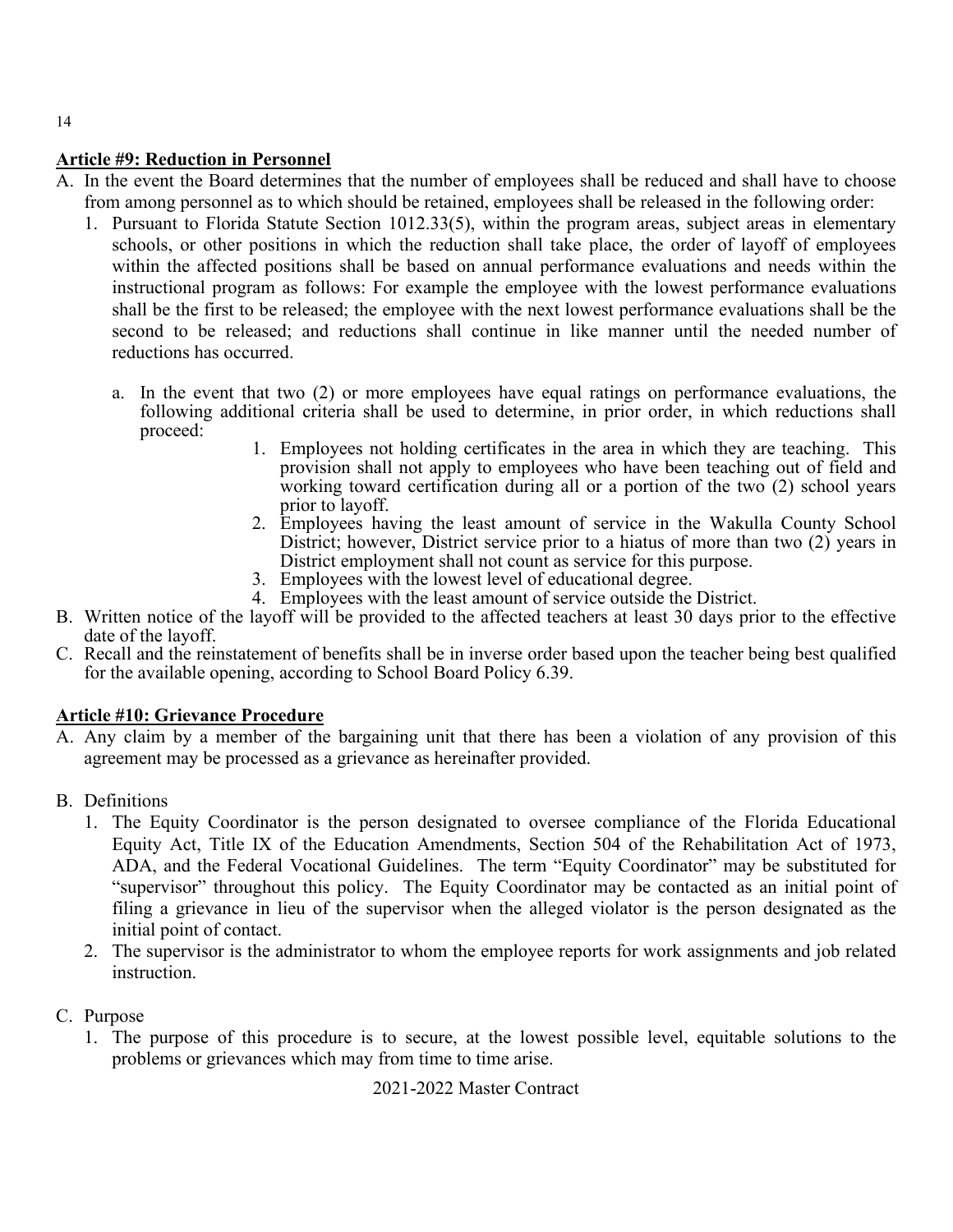## Article #9: Reduction in Personnel

A. In the event the Board determines that the number of employees shall be reduced and shall have to choose from among personnel as to which should be retained, employees shall be released in the following order:
   1. Pursuant to Florida Statute Section 1012.33(5), within the program areas, subject areas in elementary schools, or other positions in which the reduction shall take place, the order of layoff of employees within the affected positions shall be based on annual performance evaluations and needs within the instructional program as follows: For example the employee with the lowest performance evaluations shall be the first to be released; the employee with the next lowest performance evaluations shall be the second to be released; and reductions shall continue in like manner until the needed number of reductions has occurred.

      a. In the event that two (2) or more employees have equal ratings on performance evaluations, the following additional criteria shall be used to determine, in prior order, in which reductions shall proceed:
         1. Employees not holding certificates in the area in which they are teaching. This provision shall not apply to employees who have been teaching out of field and working toward certification during all or a portion of the two (2) school years prior to layoff.
         2. Employees having the least amount of service in the Wakulla County School District; however, District service prior to a hiatus of more than two (2) years in District employment shall not count as service for this purpose.
         3. Employees with the lowest level of educational degree.
         4. Employees with the least amount of service outside the District.

B. Written notice of the layoff will be provided to the affected teachers at least 30 days prior to the effective date of the layoff.

C. Recall and the reinstatement of benefits shall be in inverse order based upon the teacher being best qualified for the available opening, according to School Board Policy 6.39.

## Article #10: Grievance Procedure

A. Any claim by a member of the bargaining unit that there has been a violation of any provision of this agreement may be processed as a grievance as hereinafter provided.

B. Definitions
   1. The Equity Coordinator is the person designated to oversee compliance of the Florida Educational Equity Act, Title IX of the Education Amendments, Section 504 of the Rehabilitation Act of 1973, ADA, and the Federal Vocational Guidelines. The term "Equity Coordinator" may be substituted for "supervisor" throughout this policy. The Equity Coordinator may be contacted as an initial point of filing a grievance in lieu of the supervisor when the alleged violator is the person designated as the initial point of contact.
   2. The supervisor is the administrator to whom the employee reports for work assignments and job related instruction.

C. Purpose
   1. The purpose of this procedure is to secure, at the lowest possible level, equitable solutions to the problems or grievances which may from time to time arise.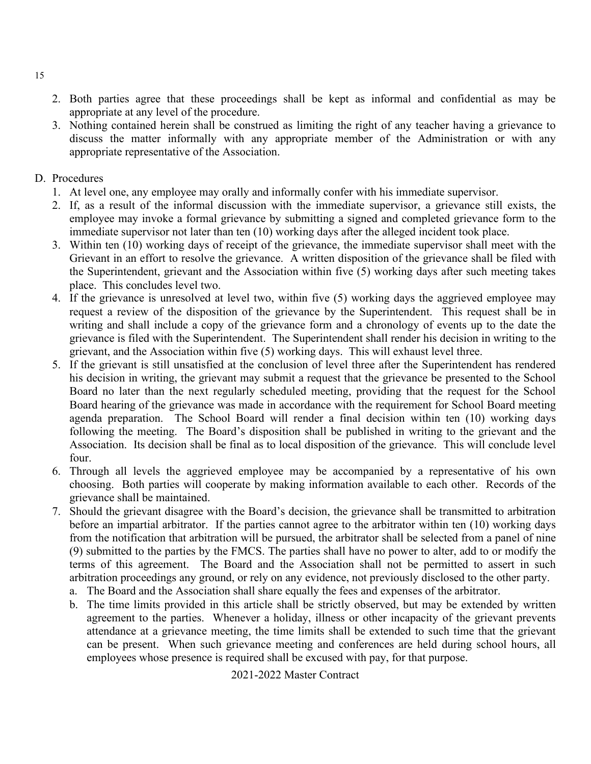2. Both parties agree that these proceedings shall be kept as informal and confidential as may be appropriate at any level of the procedure.
3. Nothing contained herein shall be construed as limiting the right of any teacher having a grievance to discuss the matter informally with any appropriate member of the Administration or with any appropriate representative of the Association.

D. Procedures

1. At level one, any employee may orally and informally confer with his immediate supervisor.
2. If, as a result of the informal discussion with the immediate supervisor, a grievance still exists, the employee may invoke a formal grievance by submitting a signed and completed grievance form to the immediate supervisor not later than ten (10) working days after the alleged incident took place.
3. Within ten (10) working days of receipt of the grievance, the immediate supervisor shall meet with the Grievant in an effort to resolve the grievance. A written disposition of the grievance shall be filed with the Superintendent, grievant and the Association within five (5) working days after such meeting takes place. This concludes level two.
4. If the grievance is unresolved at level two, within five (5) working days the aggrieved employee may request a review of the disposition of the grievance by the Superintendent. This request shall be in writing and shall include a copy of the grievance form and a chronology of events up to the date the grievance is filed with the Superintendent. The Superintendent shall render his decision in writing to the grievant, and the Association within five (5) working days. This will exhaust level three.
5. If the grievant is still unsatisfied at the conclusion of level three after the Superintendent has rendered his decision in writing, the grievant may submit a request that the grievance be presented to the School Board no later than the next regularly scheduled meeting, providing that the request for the School Board hearing of the grievance was made in accordance with the requirement for School Board meeting agenda preparation. The School Board will render a final decision within ten (10) working days following the meeting. The Board's disposition shall be published in writing to the grievant and the Association. Its decision shall be final as to local disposition of the grievance. This will conclude level four.
6. Through all levels the aggrieved employee may be accompanied by a representative of his own choosing. Both parties will cooperate by making information available to each other. Records of the grievance shall be maintained.
7. Should the grievant disagree with the Board's decision, the grievance shall be transmitted to arbitration before an impartial arbitrator. If the parties cannot agree to the arbitrator within ten (10) working days from the notification that arbitration will be pursued, the arbitrator shall be selected from a panel of nine (9) submitted to the parties by the FMCS. The parties shall have no power to alter, add to or modify the terms of this agreement. The Board and the Association shall not be permitted to assert in such arbitration proceedings any ground, or rely on any evidence, not previously disclosed to the other party.
   a. The Board and the Association shall share equally the fees and expenses of the arbitrator.
   b. The time limits provided in this article shall be strictly observed, but may be extended by written agreement to the parties. Whenever a holiday, illness or other incapacity of the grievant prevents attendance at a grievance meeting, the time limits shall be extended to such time that the grievant can be present. When such grievance meeting and conferences are held during school hours, all employees whose presence is required shall be excused with pay, for that purpose.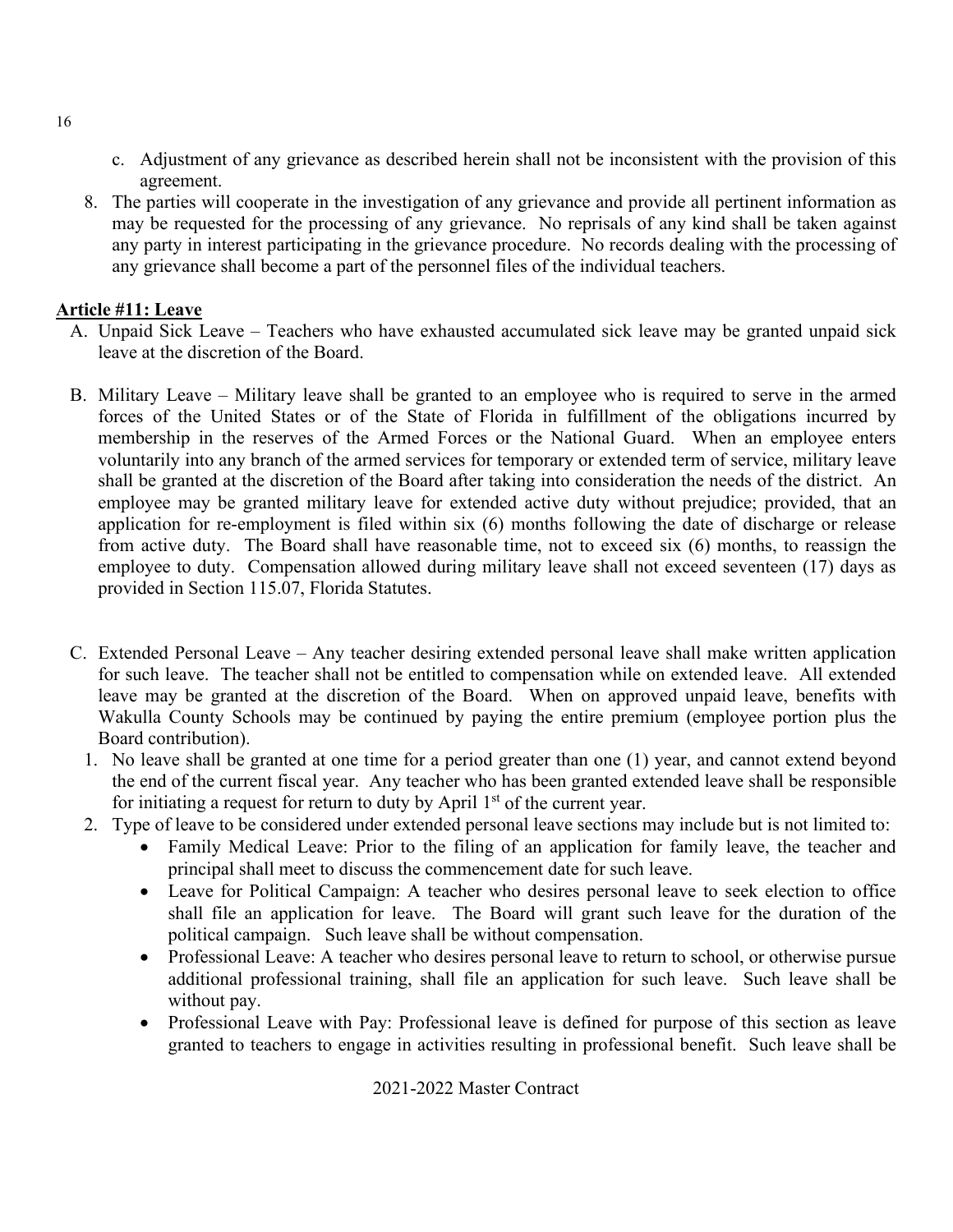c. Adjustment of any grievance as described herein shall not be inconsistent with the provision of this agreement.

8. The parties will cooperate in the investigation of any grievance and provide all pertinent information as may be requested for the processing of any grievance. No reprisals of any kind shall be taken against any party in interest participating in the grievance procedure. No records dealing with the processing of any grievance shall become a part of the personnel files of the individual teachers.

**Article #11: Leave**

A. Unpaid Sick Leave – Teachers who have exhausted accumulated sick leave may be granted unpaid sick leave at the discretion of the Board.

B. Military Leave – Military leave shall be granted to an employee who is required to serve in the armed forces of the United States or of the State of Florida in fulfillment of the obligations incurred by membership in the reserves of the Armed Forces or the National Guard. When an employee enters voluntarily into any branch of the armed services for temporary or extended term of service, military leave shall be granted at the discretion of the Board after taking into consideration the needs of the district. An employee may be granted military leave for extended active duty without prejudice; provided, that an application for re-employment is filed within six (6) months following the date of discharge or release from active duty. The Board shall have reasonable time, not to exceed six (6) months, to reassign the employee to duty. Compensation allowed during military leave shall not exceed seventeen (17) days as provided in Section 115.07, Florida Statutes.

C. Extended Personal Leave – Any teacher desiring extended personal leave shall make written application for such leave. The teacher shall not be entitled to compensation while on extended leave. All extended leave may be granted at the discretion of the Board. When on approved unpaid leave, benefits with Wakulla County Schools may be continued by paying the entire premium (employee portion plus the Board contribution).

1. No leave shall be granted at one time for a period greater than one (1) year, and cannot extend beyond the end of the current fiscal year. Any teacher who has been granted extended leave shall be responsible for initiating a request for return to duty by April 1st of the current year.
2. Type of leave to be considered under extended personal leave sections may include but is not limited to:
   - Family Medical Leave: Prior to the filing of an application for family leave, the teacher and principal shall meet to discuss the commencement date for such leave.
   - Leave for Political Campaign: A teacher who desires personal leave to seek election to office shall file an application for leave. The Board will grant such leave for the duration of the political campaign. Such leave shall be without compensation.
   - Professional Leave: A teacher who desires personal leave to return to school, or otherwise pursue additional professional training, shall file an application for such leave. Such leave shall be without pay.
   - Professional Leave with Pay: Professional leave is defined for purpose of this section as leave granted to teachers to engage in activities resulting in professional benefit. Such leave shall be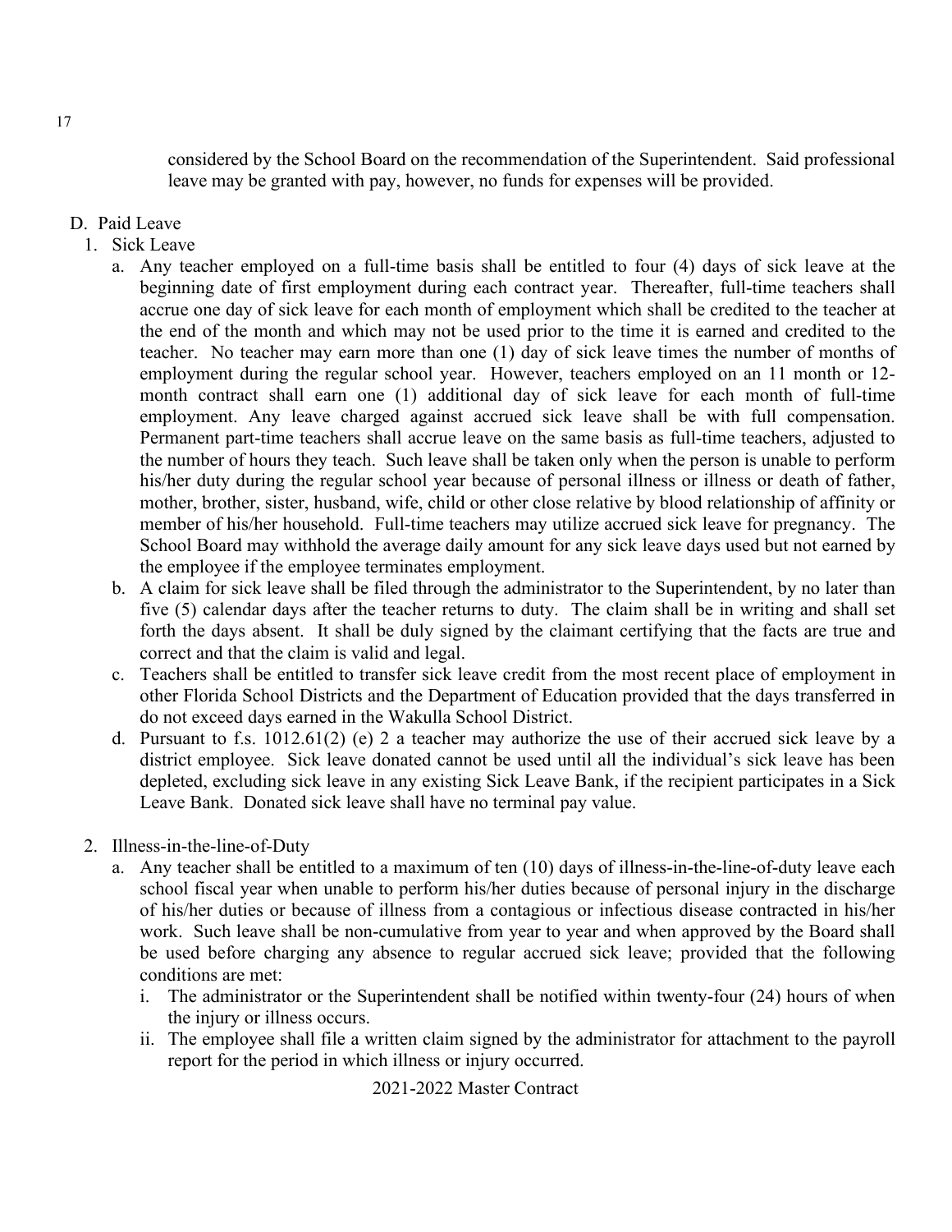considered by the School Board on the recommendation of the Superintendent. Said professional leave may be granted with pay, however, no funds for expenses will be provided.

D. Paid Leave

1. Sick Leave
   a. Any teacher employed on a full-time basis shall be entitled to four (4) days of sick leave at the beginning date of first employment during each contract year. Thereafter, full-time teachers shall accrue one day of sick leave for each month of employment which shall be credited to the teacher at the end of the month and which may not be used prior to the time it is earned and credited to the teacher. No teacher may earn more than one (1) day of sick leave times the number of months of employment during the regular school year. However, teachers employed on an 11 month or 12-month contract shall earn one (1) additional day of sick leave for each month of full-time employment. Any leave charged against accrued sick leave shall be with full compensation. Permanent part-time teachers shall accrue leave on the same basis as full-time teachers, adjusted to the number of hours they teach. Such leave shall be taken only when the person is unable to perform his/her duty during the regular school year because of personal illness or illness or death of father, mother, brother, sister, husband, wife, child or other close relative by blood relationship of affinity or member of his/her household. Full-time teachers may utilize accrued sick leave for pregnancy. The School Board may withhold the average daily amount for any sick leave days used but not earned by the employee if the employee terminates employment.
   b. A claim for sick leave shall be filed through the administrator to the Superintendent, by no later than five (5) calendar days after the teacher returns to duty. The claim shall be in writing and shall set forth the days absent. It shall be duly signed by the claimant certifying that the facts are true and correct and that the claim is valid and legal.
   c. Teachers shall be entitled to transfer sick leave credit from the most recent place of employment in other Florida School Districts and the Department of Education provided that the days transferred in do not exceed days earned in the Wakulla School District.
   d. Pursuant to f.s. 1012.61(2) (e) 2 a teacher may authorize the use of their accrued sick leave by a district employee. Sick leave donated cannot be used until all the individual's sick leave has been depleted, excluding sick leave in any existing Sick Leave Bank, if the recipient participates in a Sick Leave Bank. Donated sick leave shall have no terminal pay value.

2. Illness-in-the-line-of-Duty
   a. Any teacher shall be entitled to a maximum of ten (10) days of illness-in-the-line-of-duty leave each school fiscal year when unable to perform his/her duties because of personal injury in the discharge of his/her duties or because of illness from a contagious or infectious disease contracted in his/her work. Such leave shall be non-cumulative from year to year and when approved by the Board shall be used before charging any absence to regular accrued sick leave; provided that the following conditions are met:
      i. The administrator or the Superintendent shall be notified within twenty-four (24) hours of when the injury or illness occurs.
      ii. The employee shall file a written claim signed by the administrator for attachment to the payroll report for the period in which illness or injury occurred.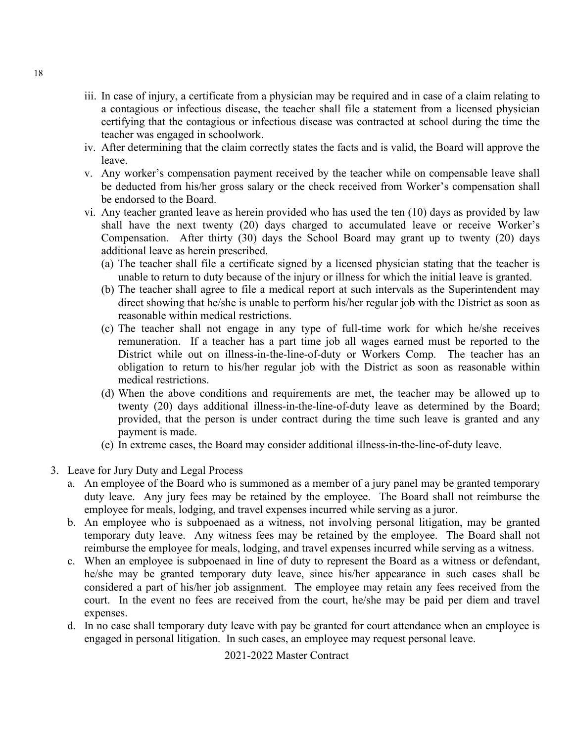iii. In case of injury, a certificate from a physician may be required and in case of a claim relating to a contagious or infectious disease, the teacher shall file a statement from a licensed physician certifying that the contagious or infectious disease was contracted at school during the time the teacher was engaged in schoolwork.

iv. After determining that the claim correctly states the facts and is valid, the Board will approve the leave.

v. Any worker's compensation payment received by the teacher while on compensable leave shall be deducted from his/her gross salary or the check received from Worker's compensation shall be endorsed to the Board.

vi. Any teacher granted leave as herein provided who has used the ten (10) days as provided by law shall have the next twenty (20) days charged to accumulated leave or receive Worker's Compensation. After thirty (30) days the School Board may grant up to twenty (20) days additional leave as herein prescribed.

   (a) The teacher shall file a certificate signed by a licensed physician stating that the teacher is unable to return to duty because of the injury or illness for which the initial leave is granted.

   (b) The teacher shall agree to file a medical report at such intervals as the Superintendent may direct showing that he/she is unable to perform his/her regular job with the District as soon as reasonable within medical restrictions.

   (c) The teacher shall not engage in any type of full-time work for which he/she receives remuneration. If a teacher has a part time job all wages earned must be reported to the District while out on illness-in-the-line-of-duty or Workers Comp. The teacher has an obligation to return to his/her regular job with the District as soon as reasonable within medical restrictions.

   (d) When the above conditions and requirements are met, the teacher may be allowed up to twenty (20) days additional illness-in-the-line-of-duty leave as determined by the Board; provided, that the person is under contract during the time such leave is granted and any payment is made.

   (e) In extreme cases, the Board may consider additional illness-in-the-line-of-duty leave.

3. Leave for Jury Duty and Legal Process

   a. An employee of the Board who is summoned as a member of a jury panel may be granted temporary duty leave. Any jury fees may be retained by the employee. The Board shall not reimburse the employee for meals, lodging, and travel expenses incurred while serving as a juror.

   b. An employee who is subpoenaed as a witness, not involving personal litigation, may be granted temporary duty leave. Any witness fees may be retained by the employee. The Board shall not reimburse the employee for meals, lodging, and travel expenses incurred while serving as a witness.

   c. When an employee is subpoenaed in line of duty to represent the Board as a witness or defendant, he/she may be granted temporary duty leave, since his/her appearance in such cases shall be considered a part of his/her job assignment. The employee may retain any fees received from the court. In the event no fees are received from the court, he/she may be paid per diem and travel expenses.

   d. In no case shall temporary duty leave with pay be granted for court attendance when an employee is engaged in personal litigation. In such cases, an employee may request personal leave.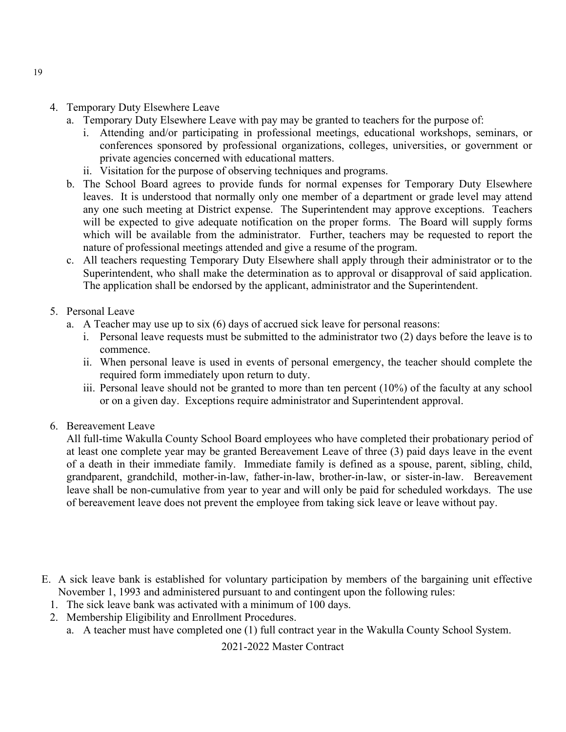4. Temporary Duty Elsewhere Leave
   a. Temporary Duty Elsewhere Leave with pay may be granted to teachers for the purpose of:
      i. Attending and/or participating in professional meetings, educational workshops, seminars, or conferences sponsored by professional organizations, colleges, universities, or government or private agencies concerned with educational matters.
      ii. Visitation for the purpose of observing techniques and programs.
   b. The School Board agrees to provide funds for normal expenses for Temporary Duty Elsewhere leaves. It is understood that normally only one member of a department or grade level may attend any one such meeting at District expense. The Superintendent may approve exceptions. Teachers will be expected to give adequate notification on the proper forms. The Board will supply forms which will be available from the administrator. Further, teachers may be requested to report the nature of professional meetings attended and give a resume of the program.
   c. All teachers requesting Temporary Duty Elsewhere shall apply through their administrator or to the Superintendent, who shall make the determination as to approval or disapproval of said application. The application shall be endorsed by the applicant, administrator and the Superintendent.

5. Personal Leave
   a. A Teacher may use up to six (6) days of accrued sick leave for personal reasons:
      i. Personal leave requests must be submitted to the administrator two (2) days before the leave is to commence.
      ii. When personal leave is used in events of personal emergency, the teacher should complete the required form immediately upon return to duty.
      iii. Personal leave should not be granted to more than ten percent (10%) of the faculty at any school or on a given day. Exceptions require administrator and Superintendent approval.

6. Bereavement Leave

   All full-time Wakulla County School Board employees who have completed their probationary period of at least one complete year may be granted Bereavement Leave of three (3) paid days leave in the event of a death in their immediate family. Immediate family is defined as a spouse, parent, sibling, child, grandparent, grandchild, mother-in-law, father-in-law, brother-in-law, or sister-in-law. Bereavement leave shall be non-cumulative from year to year and will only be paid for scheduled workdays. The use of bereavement leave does not prevent the employee from taking sick leave or leave without pay.

E. A sick leave bank is established for voluntary participation by members of the bargaining unit effective November 1, 1993 and administered pursuant to and contingent upon the following rules:
   1. The sick leave bank was activated with a minimum of 100 days.
   2. Membership Eligibility and Enrollment Procedures.
      a. A teacher must have completed one (1) full contract year in the Wakulla County School System.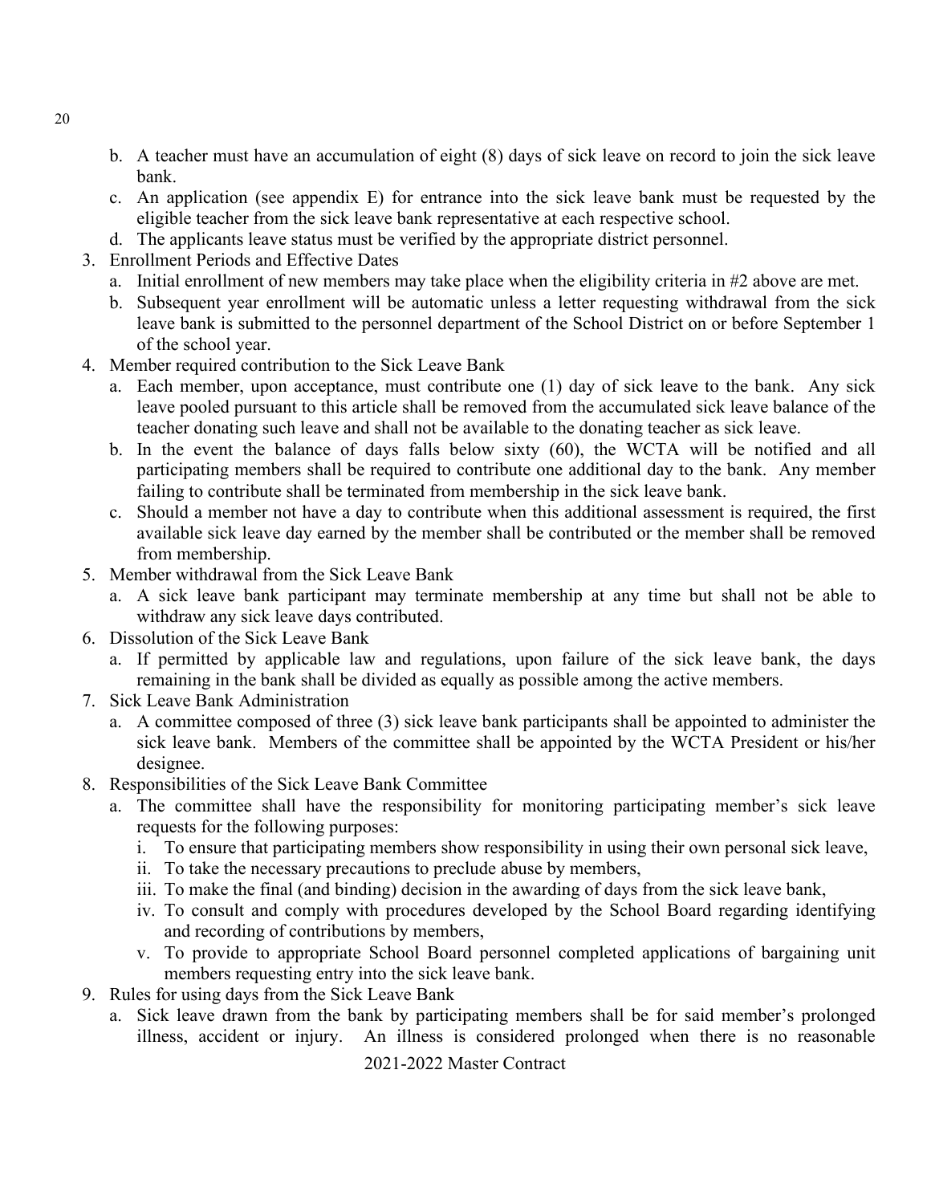b. A teacher must have an accumulation of eight (8) days of sick leave on record to join the sick leave bank.
   c. An application (see appendix E) for entrance into the sick leave bank must be requested by the eligible teacher from the sick leave bank representative at each respective school.
   d. The applicants leave status must be verified by the appropriate district personnel.
3. Enrollment Periods and Effective Dates
   a. Initial enrollment of new members may take place when the eligibility criteria in #2 above are met.
   b. Subsequent year enrollment will be automatic unless a letter requesting withdrawal from the sick leave bank is submitted to the personnel department of the School District on or before September 1 of the school year.
4. Member required contribution to the Sick Leave Bank
   a. Each member, upon acceptance, must contribute one (1) day of sick leave to the bank. Any sick leave pooled pursuant to this article shall be removed from the accumulated sick leave balance of the teacher donating such leave and shall not be available to the donating teacher as sick leave.
   b. In the event the balance of days falls below sixty (60), the WCTA will be notified and all participating members shall be required to contribute one additional day to the bank. Any member failing to contribute shall be terminated from membership in the sick leave bank.
   c. Should a member not have a day to contribute when this additional assessment is required, the first available sick leave day earned by the member shall be contributed or the member shall be removed from membership.
5. Member withdrawal from the Sick Leave Bank
   a. A sick leave bank participant may terminate membership at any time but shall not be able to withdraw any sick leave days contributed.
6. Dissolution of the Sick Leave Bank
   a. If permitted by applicable law and regulations, upon failure of the sick leave bank, the days remaining in the bank shall be divided as equally as possible among the active members.
7. Sick Leave Bank Administration
   a. A committee composed of three (3) sick leave bank participants shall be appointed to administer the sick leave bank. Members of the committee shall be appointed by the WCTA President or his/her designee.
8. Responsibilities of the Sick Leave Bank Committee
   a. The committee shall have the responsibility for monitoring participating member's sick leave requests for the following purposes:
      i. To ensure that participating members show responsibility in using their own personal sick leave,
      ii. To take the necessary precautions to preclude abuse by members,
      iii. To make the final (and binding) decision in the awarding of days from the sick leave bank,
      iv. To consult and comply with procedures developed by the School Board regarding identifying and recording of contributions by members,
      v. To provide to appropriate School Board personnel completed applications of bargaining unit members requesting entry into the sick leave bank.
9. Rules for using days from the Sick Leave Bank
   a. Sick leave drawn from the bank by participating members shall be for said member's prolonged illness, accident or injury. An illness is considered prolonged when there is no reasonable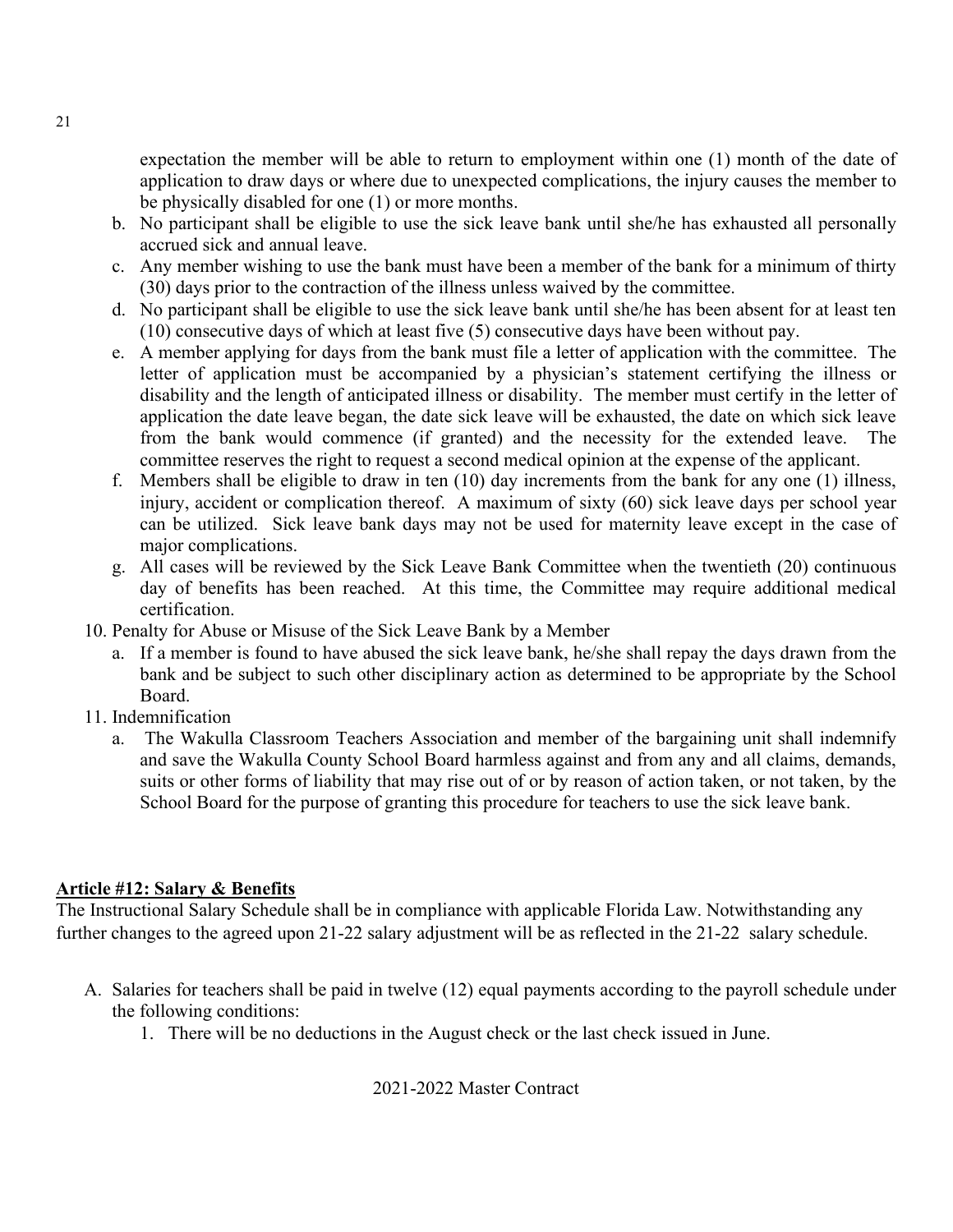expectation the member will be able to return to employment within one (1) month of the date of application to draw days or where due to unexpected complications, the injury causes the member to be physically disabled for one (1) or more months.

b. No participant shall be eligible to use the sick leave bank until she/he has exhausted all personally accrued sick and annual leave.
c. Any member wishing to use the bank must have been a member of the bank for a minimum of thirty (30) days prior to the contraction of the illness unless waived by the committee.
d. No participant shall be eligible to use the sick leave bank until she/he has been absent for at least ten (10) consecutive days of which at least five (5) consecutive days have been without pay.
e. A member applying for days from the bank must file a letter of application with the committee. The letter of application must be accompanied by a physician's statement certifying the illness or disability and the length of anticipated illness or disability. The member must certify in the letter of application the date leave began, the date sick leave will be exhausted, the date on which sick leave from the bank would commence (if granted) and the necessity for the extended leave. The committee reserves the right to request a second medical opinion at the expense of the applicant.
f. Members shall be eligible to draw in ten (10) day increments from the bank for any one (1) illness, injury, accident or complication thereof. A maximum of sixty (60) sick leave days per school year can be utilized. Sick leave bank days may not be used for maternity leave except in the case of major complications.
g. All cases will be reviewed by the Sick Leave Bank Committee when the twentieth (20) continuous day of benefits has been reached. At this time, the Committee may require additional medical certification.

10. Penalty for Abuse or Misuse of the Sick Leave Bank by a Member
    a. If a member is found to have abused the sick leave bank, he/she shall repay the days drawn from the bank and be subject to such other disciplinary action as determined to be appropriate by the School Board.
11. Indemnification
    a. The Wakulla Classroom Teachers Association and member of the bargaining unit shall indemnify and save the Wakulla County School Board harmless against and from any and all claims, demands, suits or other forms of liability that may rise out of or by reason of action taken, or not taken, by the School Board for the purpose of granting this procedure for teachers to use the sick leave bank.

## Article #12: Salary & Benefits

The Instructional Salary Schedule shall be in compliance with applicable Florida Law. Notwithstanding any further changes to the agreed upon 21-22 salary adjustment will be as reflected in the 21-22 salary schedule.

A. Salaries for teachers shall be paid in twelve (12) equal payments according to the payroll schedule under the following conditions:
   1. There will be no deductions in the August check or the last check issued in June.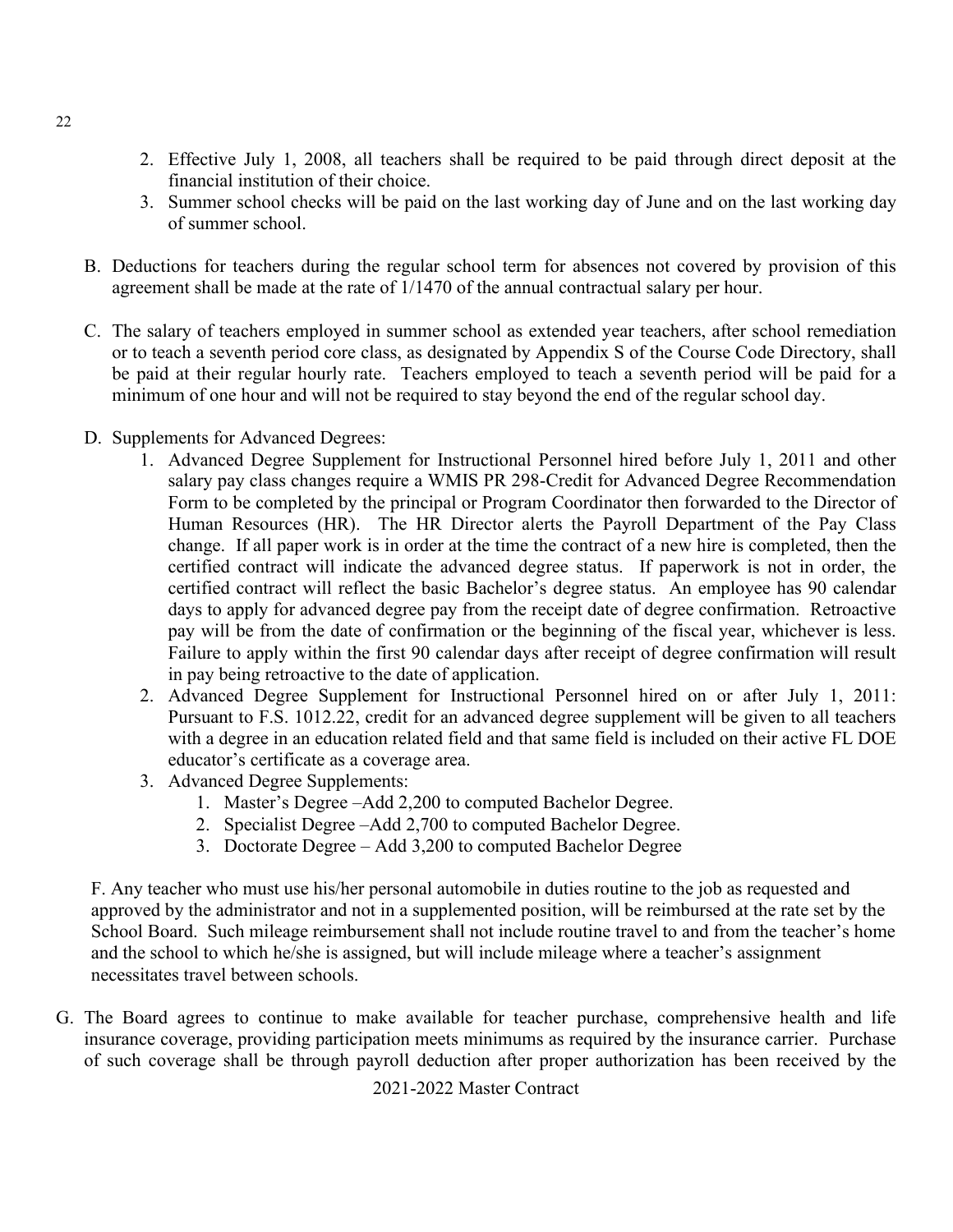2. Effective July 1, 2008, all teachers shall be required to be paid through direct deposit at the financial institution of their choice.
3. Summer school checks will be paid on the last working day of June and on the last working day of summer school.

B. Deductions for teachers during the regular school term for absences not covered by provision of this agreement shall be made at the rate of 1/1470 of the annual contractual salary per hour.

C. The salary of teachers employed in summer school as extended year teachers, after school remediation or to teach a seventh period core class, as designated by Appendix S of the Course Code Directory, shall be paid at their regular hourly rate. Teachers employed to teach a seventh period will be paid for a minimum of one hour and will not be required to stay beyond the end of the regular school day.

D. Supplements for Advanced Degrees:

1. Advanced Degree Supplement for Instructional Personnel hired before July 1, 2011 and other salary pay class changes require a WMIS PR 298-Credit for Advanced Degree Recommendation Form to be completed by the principal or Program Coordinator then forwarded to the Director of Human Resources (HR). The HR Director alerts the Payroll Department of the Pay Class change. If all paper work is in order at the time the contract of a new hire is completed, then the certified contract will indicate the advanced degree status. If paperwork is not in order, the certified contract will reflect the basic Bachelor's degree status. An employee has 90 calendar days to apply for advanced degree pay from the receipt date of degree confirmation. Retroactive pay will be from the date of confirmation or the beginning of the fiscal year, whichever is less. Failure to apply within the first 90 calendar days after receipt of degree confirmation will result in pay being retroactive to the date of application.
2. Advanced Degree Supplement for Instructional Personnel hired on or after July 1, 2011: Pursuant to F.S. 1012.22, credit for an advanced degree supplement will be given to all teachers with a degree in an education related field and that same field is included on their active FL DOE educator's certificate as a coverage area.
3. Advanced Degree Supplements:
   1. Master's Degree –Add 2,200 to computed Bachelor Degree.
   2. Specialist Degree –Add 2,700 to computed Bachelor Degree.
   3. Doctorate Degree – Add 3,200 to computed Bachelor Degree

F. Any teacher who must use his/her personal automobile in duties routine to the job as requested and approved by the administrator and not in a supplemented position, will be reimbursed at the rate set by the School Board. Such mileage reimbursement shall not include routine travel to and from the teacher's home and the school to which he/she is assigned, but will include mileage where a teacher's assignment necessitates travel between schools.

G. The Board agrees to continue to make available for teacher purchase, comprehensive health and life insurance coverage, providing participation meets minimums as required by the insurance carrier. Purchase of such coverage shall be through payroll deduction after proper authorization has been received by the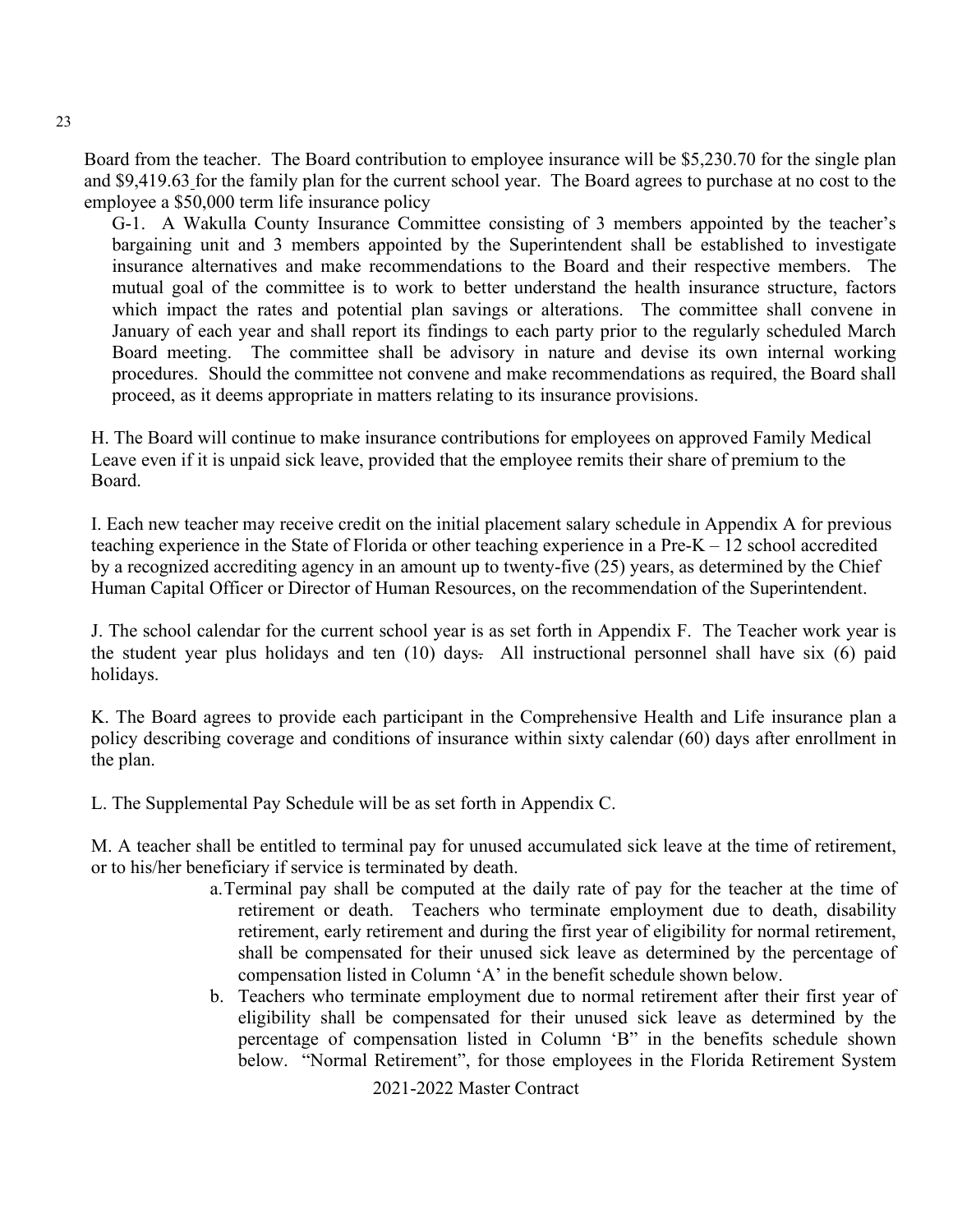Board from the teacher. The Board contribution to employee insurance will be $5,230.70 for the single plan and $9,419.63 for the family plan for the current school year. The Board agrees to purchase at no cost to the employee a $50,000 term life insurance policy

G-1. A Wakulla County Insurance Committee consisting of 3 members appointed by the teacher's bargaining unit and 3 members appointed by the Superintendent shall be established to investigate insurance alternatives and make recommendations to the Board and their respective members. The mutual goal of the committee is to work to better understand the health insurance structure, factors which impact the rates and potential plan savings or alterations. The committee shall convene in January of each year and shall report its findings to each party prior to the regularly scheduled March Board meeting. The committee shall be advisory in nature and devise its own internal working procedures. Should the committee not convene and make recommendations as required, the Board shall proceed, as it deems appropriate in matters relating to its insurance provisions.

H. The Board will continue to make insurance contributions for employees on approved Family Medical Leave even if it is unpaid sick leave, provided that the employee remits their share of premium to the Board.

I. Each new teacher may receive credit on the initial placement salary schedule in Appendix A for previous teaching experience in the State of Florida or other teaching experience in a Pre-K – 12 school accredited by a recognized accrediting agency in an amount up to twenty-five (25) years, as determined by the Chief Human Capital Officer or Director of Human Resources, on the recommendation of the Superintendent.

J. The school calendar for the current school year is as set forth in Appendix F. The Teacher work year is the student year plus holidays and ten (10) days. All instructional personnel shall have six (6) paid holidays.

K. The Board agrees to provide each participant in the Comprehensive Health and Life insurance plan a policy describing coverage and conditions of insurance within sixty calendar (60) days after enrollment in the plan.

L. The Supplemental Pay Schedule will be as set forth in Appendix C.

M. A teacher shall be entitled to terminal pay for unused accumulated sick leave at the time of retirement, or to his/her beneficiary if service is terminated by death.

a. Terminal pay shall be computed at the daily rate of pay for the teacher at the time of retirement or death. Teachers who terminate employment due to death, disability retirement, early retirement and during the first year of eligibility for normal retirement, shall be compensated for their unused sick leave as determined by the percentage of compensation listed in Column 'A' in the benefit schedule shown below.

b. Teachers who terminate employment due to normal retirement after their first year of eligibility shall be compensated for their unused sick leave as determined by the percentage of compensation listed in Column 'B" in the benefits schedule shown below. "Normal Retirement", for those employees in the Florida Retirement System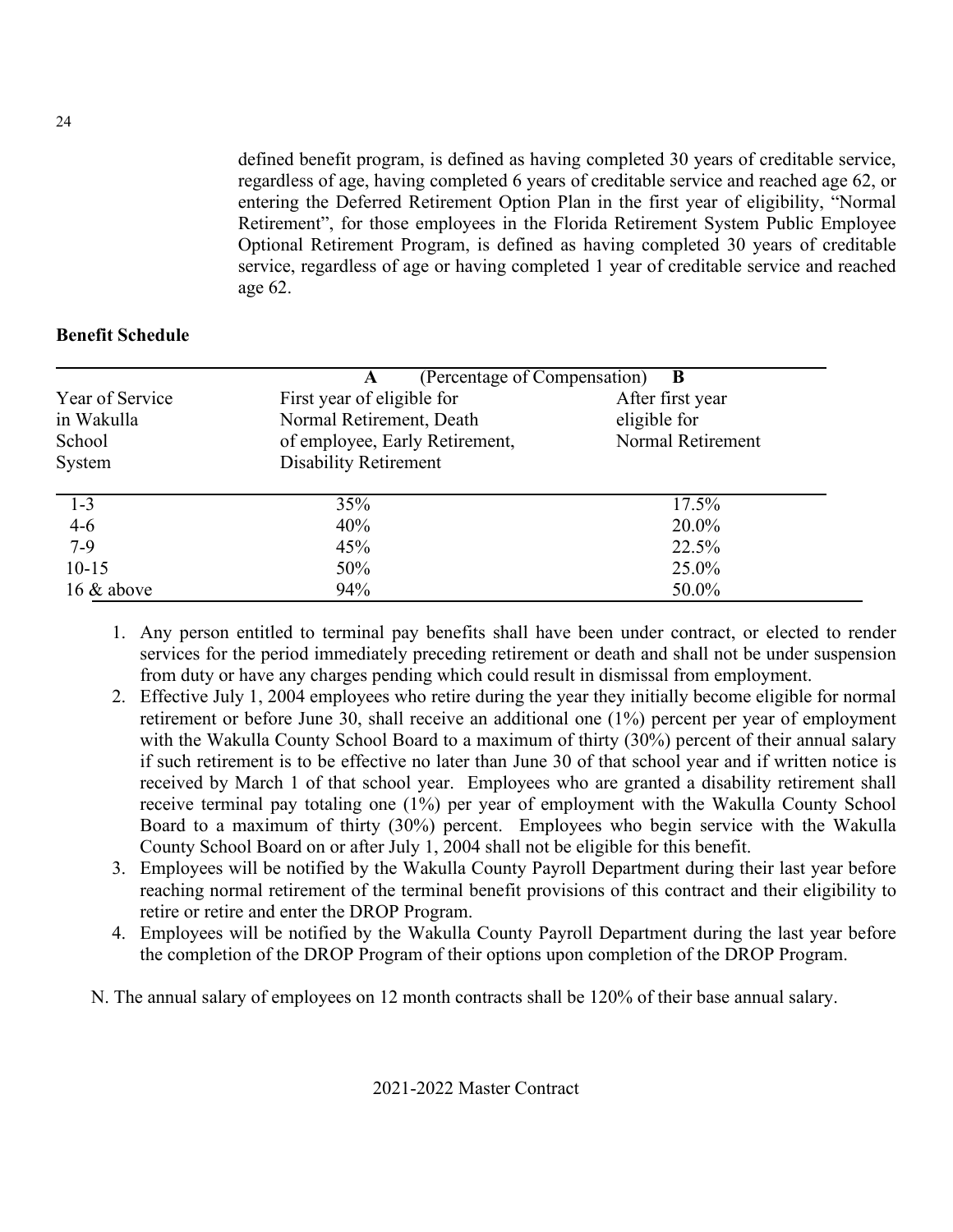defined benefit program, is defined as having completed 30 years of creditable service, regardless of age, having completed 6 years of creditable service and reached age 62, or entering the Deferred Retirement Option Plan in the first year of eligibility, "Normal Retirement", for those employees in the Florida Retirement System Public Employee Optional Retirement Program, is defined as having completed 30 years of creditable service, regardless of age or having completed 1 year of creditable service and reached age 62.

**Benefit Schedule**

| | **A** (Percentage of Compensation) | **B** |
|---|---|---|
| Year of Service in Wakulla School System | First year of eligible for Normal Retirement, Death of employee, Early Retirement, Disability Retirement | After first year eligible for Normal Retirement |
| 1-3 | 35% | 17.5% |
| 4-6 | 40% | 20.0% |
| 7-9 | 45% | 22.5% |
| 10-15 | 50% | 25.0% |
| 16 & above | 94% | 50.0% |

1. Any person entitled to terminal pay benefits shall have been under contract, or elected to render services for the period immediately preceding retirement or death and shall not be under suspension from duty or have any charges pending which could result in dismissal from employment.
2. Effective July 1, 2004 employees who retire during the year they initially become eligible for normal retirement or before June 30, shall receive an additional one (1%) percent per year of employment with the Wakulla County School Board to a maximum of thirty (30%) percent of their annual salary if such retirement is to be effective no later than June 30 of that school year and if written notice is received by March 1 of that school year. Employees who are granted a disability retirement shall receive terminal pay totaling one (1%) per year of employment with the Wakulla County School Board to a maximum of thirty (30%) percent. Employees who begin service with the Wakulla County School Board on or after July 1, 2004 shall not be eligible for this benefit.
3. Employees will be notified by the Wakulla County Payroll Department during their last year before reaching normal retirement of the terminal benefit provisions of this contract and their eligibility to retire or retire and enter the DROP Program.
4. Employees will be notified by the Wakulla County Payroll Department during the last year before the completion of the DROP Program of their options upon completion of the DROP Program.

N. The annual salary of employees on 12 month contracts shall be 120% of their base annual salary.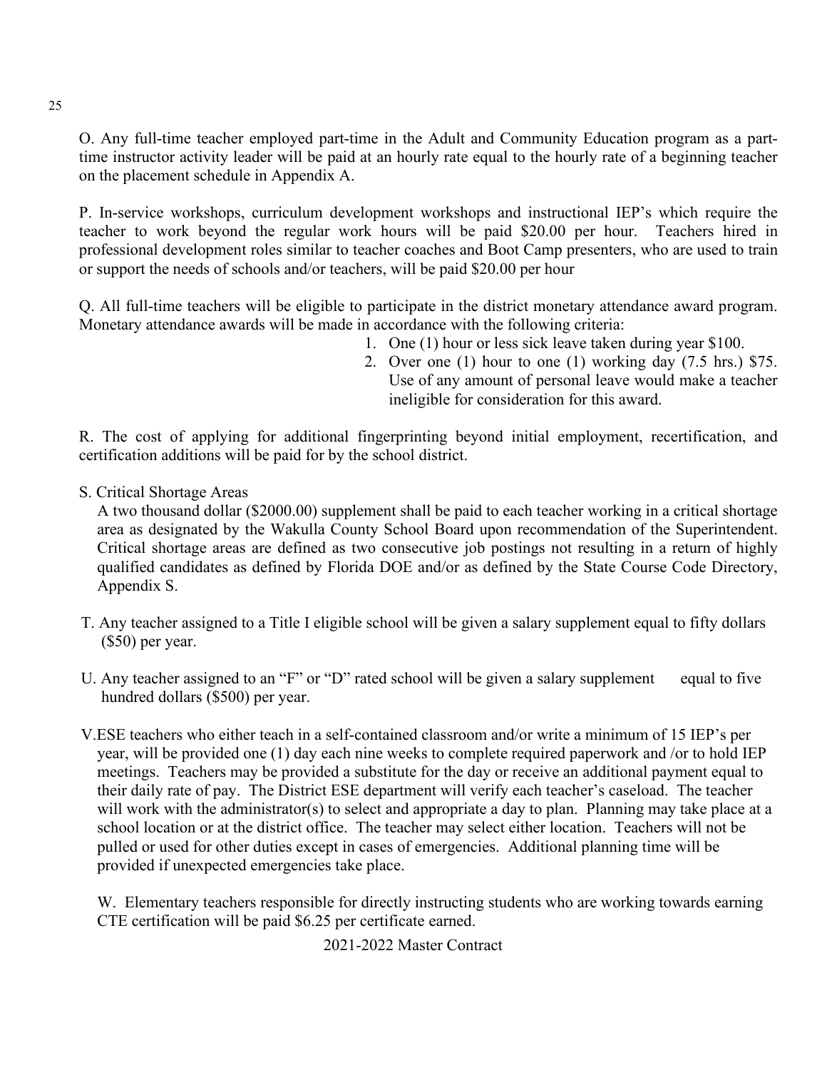O. Any full-time teacher employed part-time in the Adult and Community Education program as a part-time instructor activity leader will be paid at an hourly rate equal to the hourly rate of a beginning teacher on the placement schedule in Appendix A.

P. In-service workshops, curriculum development workshops and instructional IEP's which require the teacher to work beyond the regular work hours will be paid $20.00 per hour. Teachers hired in professional development roles similar to teacher coaches and Boot Camp presenters, who are used to train or support the needs of schools and/or teachers, will be paid $20.00 per hour

Q. All full-time teachers will be eligible to participate in the district monetary attendance award program. Monetary attendance awards will be made in accordance with the following criteria:

1. One (1) hour or less sick leave taken during year $100.
2. Over one (1) hour to one (1) working day (7.5 hrs.) $75. Use of any amount of personal leave would make a teacher ineligible for consideration for this award.

R. The cost of applying for additional fingerprinting beyond initial employment, recertification, and certification additions will be paid for by the school district.

S. Critical Shortage Areas

A two thousand dollar ($2000.00) supplement shall be paid to each teacher working in a critical shortage area as designated by the Wakulla County School Board upon recommendation of the Superintendent. Critical shortage areas are defined as two consecutive job postings not resulting in a return of highly qualified candidates as defined by Florida DOE and/or as defined by the State Course Code Directory, Appendix S.

T. Any teacher assigned to a Title I eligible school will be given a salary supplement equal to fifty dollars ($50) per year.

U. Any teacher assigned to an "F" or "D" rated school will be given a salary supplement equal to five hundred dollars ($500) per year.

V. ESE teachers who either teach in a self-contained classroom and/or write a minimum of 15 IEP's per year, will be provided one (1) day each nine weeks to complete required paperwork and /or to hold IEP meetings. Teachers may be provided a substitute for the day or receive an additional payment equal to their daily rate of pay. The District ESE department will verify each teacher's caseload. The teacher will work with the administrator(s) to select and appropriate a day to plan. Planning may take place at a school location or at the district office. The teacher may select either location. Teachers will not be pulled or used for other duties except in cases of emergencies. Additional planning time will be provided if unexpected emergencies take place.

W. Elementary teachers responsible for directly instructing students who are working towards earning CTE certification will be paid $6.25 per certificate earned.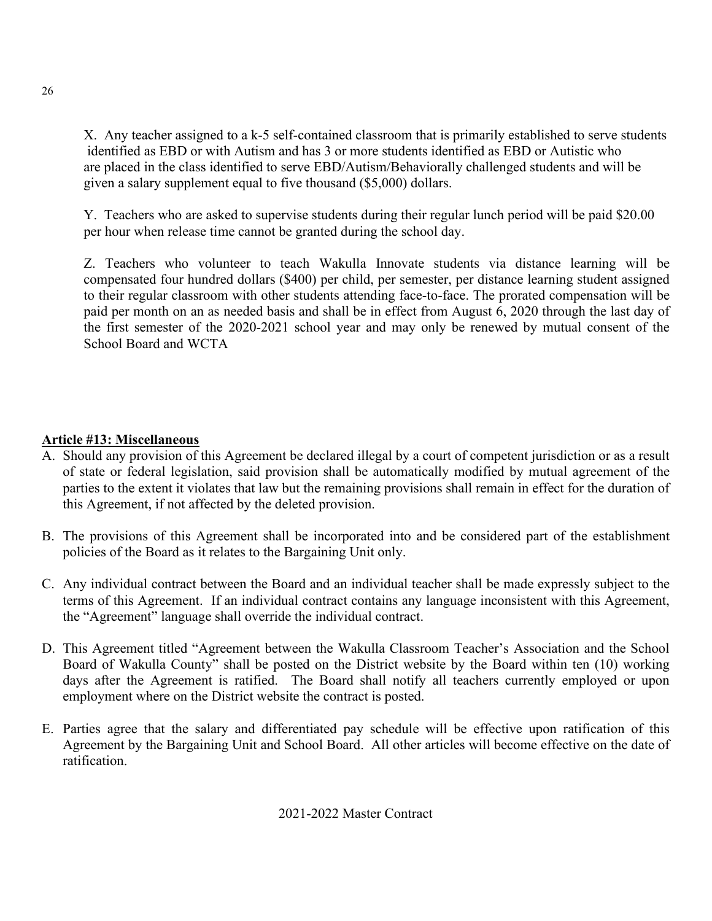X. Any teacher assigned to a k-5 self-contained classroom that is primarily established to serve students identified as EBD or with Autism and has 3 or more students identified as EBD or Autistic who are placed in the class identified to serve EBD/Autism/Behaviorally challenged students and will be given a salary supplement equal to five thousand ($5,000) dollars.

Y. Teachers who are asked to supervise students during their regular lunch period will be paid $20.00 per hour when release time cannot be granted during the school day.

Z. Teachers who volunteer to teach Wakulla Innovate students via distance learning will be compensated four hundred dollars ($400) per child, per semester, per distance learning student assigned to their regular classroom with other students attending face-to-face. The prorated compensation will be paid per month on an as needed basis and shall be in effect from August 6, 2020 through the last day of the first semester of the 2020-2021 school year and may only be renewed by mutual consent of the School Board and WCTA

**Article #13: Miscellaneous**

A. Should any provision of this Agreement be declared illegal by a court of competent jurisdiction or as a result of state or federal legislation, said provision shall be automatically modified by mutual agreement of the parties to the extent it violates that law but the remaining provisions shall remain in effect for the duration of this Agreement, if not affected by the deleted provision.

B. The provisions of this Agreement shall be incorporated into and be considered part of the establishment policies of the Board as it relates to the Bargaining Unit only.

C. Any individual contract between the Board and an individual teacher shall be made expressly subject to the terms of this Agreement. If an individual contract contains any language inconsistent with this Agreement, the "Agreement" language shall override the individual contract.

D. This Agreement titled "Agreement between the Wakulla Classroom Teacher's Association and the School Board of Wakulla County" shall be posted on the District website by the Board within ten (10) working days after the Agreement is ratified. The Board shall notify all teachers currently employed or upon employment where on the District website the contract is posted.

E. Parties agree that the salary and differentiated pay schedule will be effective upon ratification of this Agreement by the Bargaining Unit and School Board. All other articles will become effective on the date of ratification.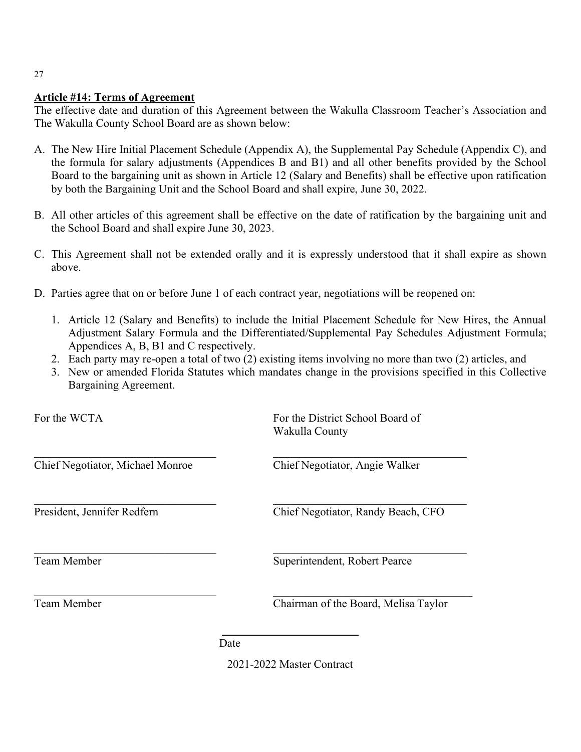## Article #14: Terms of Agreement

The effective date and duration of this Agreement between the Wakulla Classroom Teacher's Association and The Wakulla County School Board are as shown below:

A. The New Hire Initial Placement Schedule (Appendix A), the Supplemental Pay Schedule (Appendix C), and the formula for salary adjustments (Appendices B and B1) and all other benefits provided by the School Board to the bargaining unit as shown in Article 12 (Salary and Benefits) shall be effective upon ratification by both the Bargaining Unit and the School Board and shall expire, June 30, 2022.

B. All other articles of this agreement shall be effective on the date of ratification by the bargaining unit and the School Board and shall expire June 30, 2023.

C. This Agreement shall not be extended orally and it is expressly understood that it shall expire as shown above.

D. Parties agree that on or before June 1 of each contract year, negotiations will be reopened on:

   1. Article 12 (Salary and Benefits) to include the Initial Placement Schedule for New Hires, the Annual Adjustment Salary Formula and the Differentiated/Supplemental Pay Schedules Adjustment Formula; Appendices A, B, B1 and C respectively.
   2. Each party may re-open a total of two (2) existing items involving no more than two (2) articles, and
   3. New or amended Florida Statutes which mandates change in the provisions specified in this Collective Bargaining Agreement.

| For the WCTA | For the District School Board of Wakulla County |
|---|---|
| \_\_\_\_\_\_\_\_\_\_\_\_\_\_\_\_\_\_\_\_\_\_\_\_\_\_\_\_ Chief Negotiator, Michael Monroe | \_\_\_\_\_\_\_\_\_\_\_\_\_\_\_\_\_\_\_\_\_\_\_\_\_\_\_\_ Chief Negotiator, Angie Walker |
| \_\_\_\_\_\_\_\_\_\_\_\_\_\_\_\_\_\_\_\_\_\_\_\_\_\_\_\_ President, Jennifer Redfern | \_\_\_\_\_\_\_\_\_\_\_\_\_\_\_\_\_\_\_\_\_\_\_\_\_\_\_\_ Chief Negotiator, Randy Beach, CFO |
| \_\_\_\_\_\_\_\_\_\_\_\_\_\_\_\_\_\_\_\_\_\_\_\_\_\_\_\_ Team Member | \_\_\_\_\_\_\_\_\_\_\_\_\_\_\_\_\_\_\_\_\_\_\_\_\_\_\_\_ Superintendent, Robert Pearce |
| \_\_\_\_\_\_\_\_\_\_\_\_\_\_\_\_\_\_\_\_\_\_\_\_\_\_\_\_ Team Member | \_\_\_\_\_\_\_\_\_\_\_\_\_\_\_\_\_\_\_\_\_\_\_\_\_\_\_\_ Chairman of the Board, Melisa Taylor |

\_\_\_\_\_\_\_\_\_\_\_\_\_\_\_\_\_\_\_\_\_\_\_\_
Date

2021-2022 Master Contract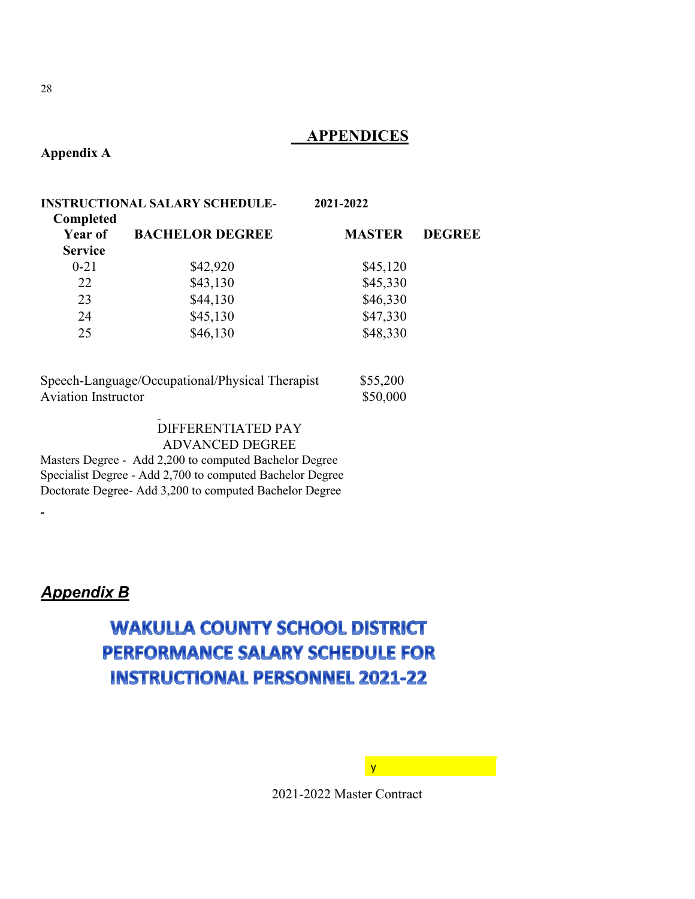# APPENDICES

**Appendix A**

**INSTRUCTIONAL SALARY SCHEDULE- 2021-2022**

| Completed Year of Service | BACHELOR DEGREE | MASTER DEGREE |
|---|---|---|
| 0-21 | $42,920 | $45,120 |
| 22 | $43,130 | $45,330 |
| 23 | $44,130 | $46,330 |
| 24 | $45,130 | $47,330 |
| 25 | $46,130 | $48,330 |

| | |
|---|---|
| Speech-Language/Occupational/Physical Therapist | $55,200 |
| Aviation Instructor | $50,000 |

DIFFERENTIATED PAY
ADVANCED DEGREE

Masters Degree - Add 2,200 to computed Bachelor Degree
Specialist Degree - Add 2,700 to computed Bachelor Degree
Doctorate Degree- Add 3,200 to computed Bachelor Degree

***Appendix B***

## WAKULLA COUNTY SCHOOL DISTRICT PERFORMANCE SALARY SCHEDULE FOR INSTRUCTIONAL PERSONNEL 2021-22

y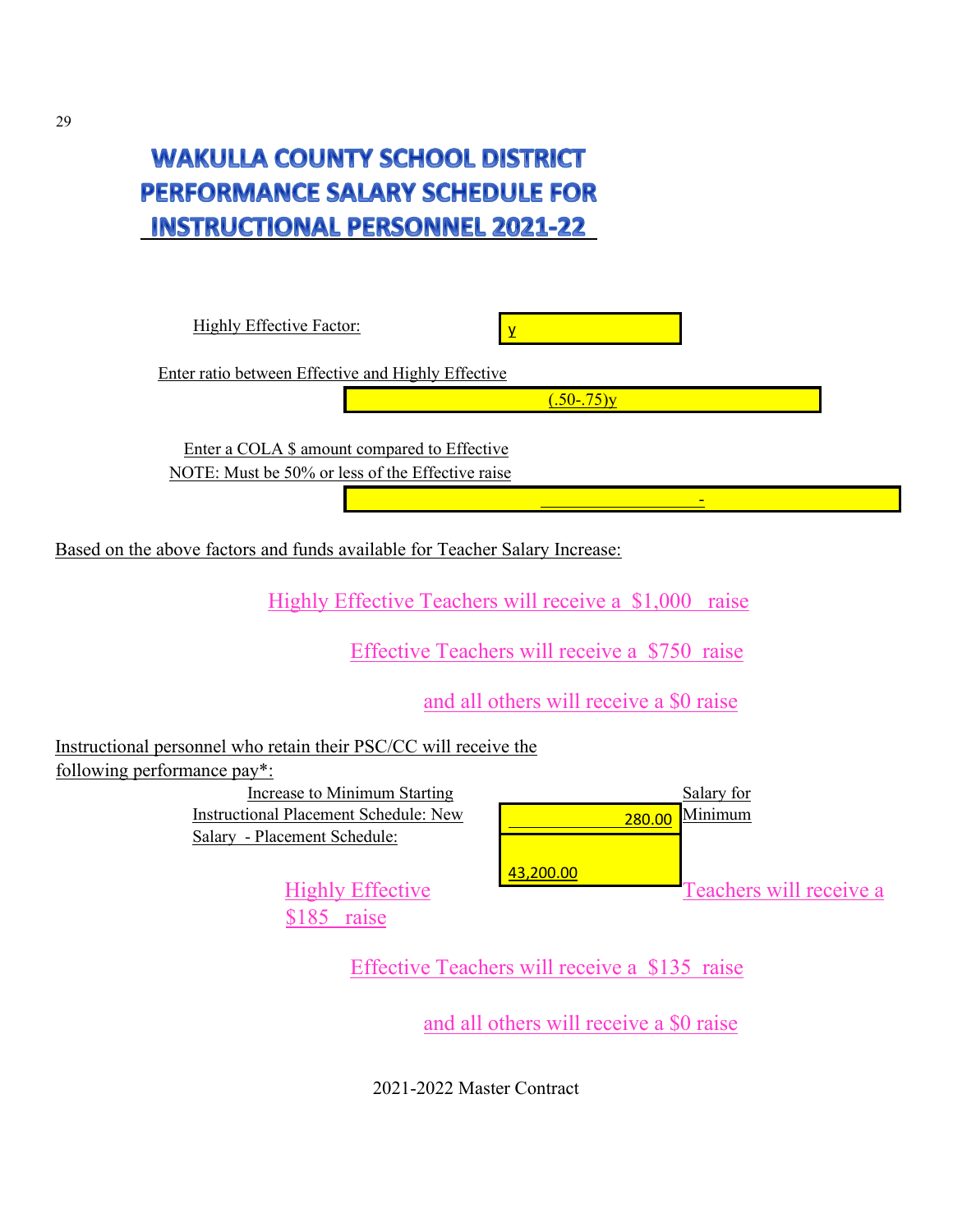# WAKULLA COUNTY SCHOOL DISTRICT PERFORMANCE SALARY SCHEDULE FOR INSTRUCTIONAL PERSONNEL 2021-22

Highly Effective Factor: y

Enter ratio between Effective and Highly Effective: (.50-.75)y

Enter a COLA $ amount compared to Effective
NOTE: Must be 50% or less of the Effective raise: -

Based on the above factors and funds available for Teacher Salary Increase:

Highly Effective Teachers will receive a $1,000 raise

Effective Teachers will receive a $750 raise

and all others will receive a $0 raise

Instructional personnel who retain their PSC/CC will receive the following performance pay*:

Increase to Minimum Starting Salary for Instructional Placement Schedule: 280.00

New Minimum Salary - Placement Schedule: 43,200.00

Highly Effective Teachers will receive a $185 raise

Effective Teachers will receive a $135 raise

and all others will receive a $0 raise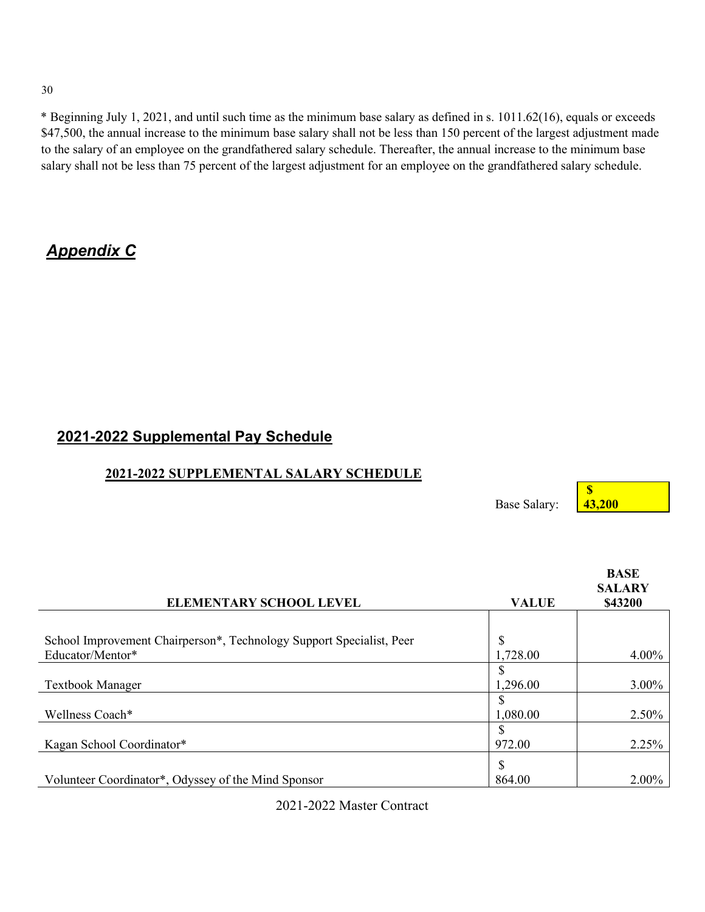* Beginning July 1, 2021, and until such time as the minimum base salary as defined in s. 1011.62(16), equals or exceeds $47,500, the annual increase to the minimum base salary shall not be less than 150 percent of the largest adjustment made to the salary of an employee on the grandfathered salary schedule. Thereafter, the annual increase to the minimum base salary shall not be less than 75 percent of the largest adjustment for an employee on the grandfathered salary schedule.

## ***Appendix C***

## 2021-2022 Supplemental Pay Schedule

### 2021-2022 SUPPLEMENTAL SALARY SCHEDULE

Base Salary: **$ 43,200**

| ELEMENTARY SCHOOL LEVEL | VALUE | BASE SALARY $43200 |
|---|---|---|
| School Improvement Chairperson*, Technology Support Specialist, Peer Educator/Mentor* | $ 1,728.00 | 4.00% |
| Textbook Manager | $ 1,296.00 | 3.00% |
| Wellness Coach* | $ 1,080.00 | 2.50% |
| Kagan School Coordinator* | $ 972.00 | 2.25% |
| Volunteer Coordinator*, Odyssey of the Mind Sponsor | $ 864.00 | 2.00% |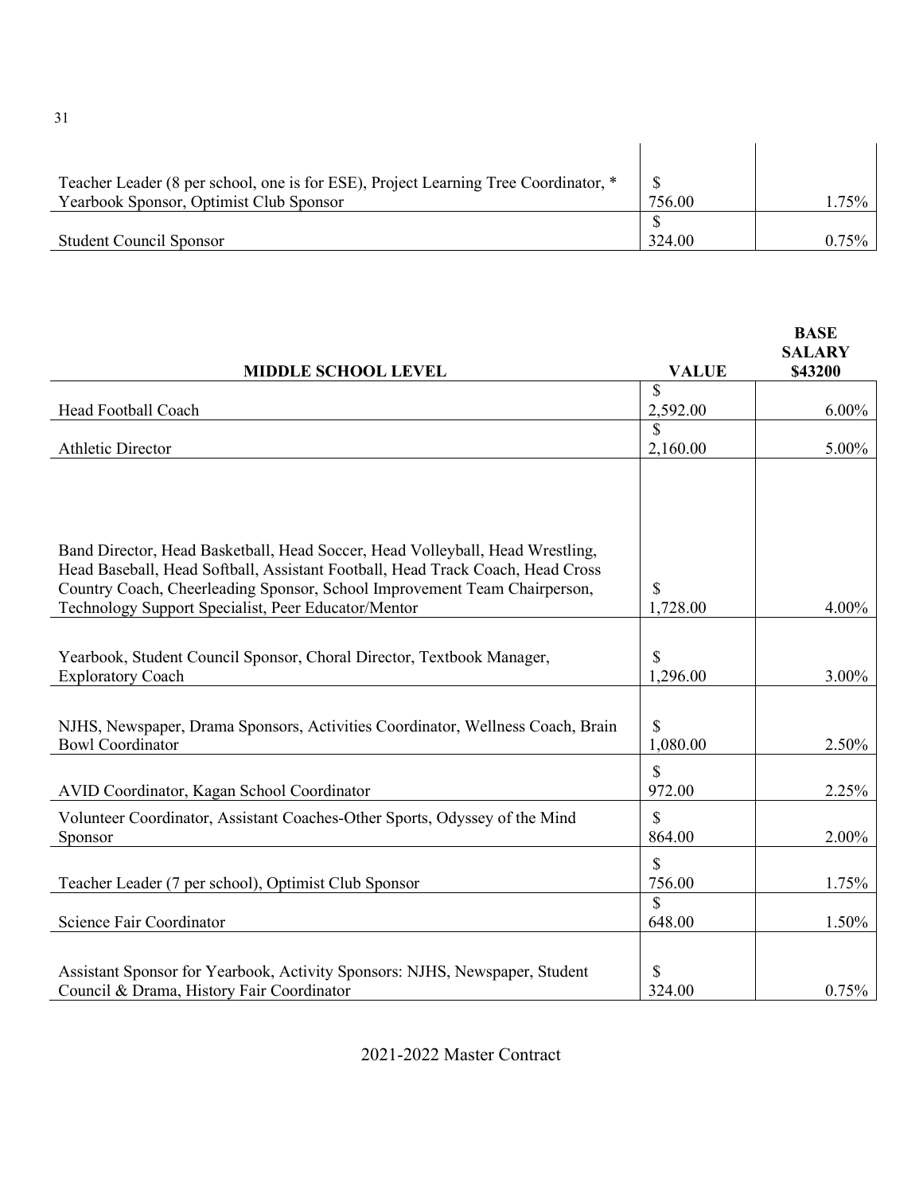| | | |
|---|---|---|
| Teacher Leader (8 per school, one is for ESE), Project Learning Tree Coordinator, * Yearbook Sponsor, Optimist Club Sponsor | $ 756.00 | 1.75% |
| Student Council Sponsor | $ 324.00 | 0.75% |

| MIDDLE SCHOOL LEVEL | VALUE | BASE SALARY $43200 |
|---|---|---|
| Head Football Coach | $ 2,592.00 | 6.00% |
| Athletic Director | $ 2,160.00 | 5.00% |
| Band Director, Head Basketball, Head Soccer, Head Volleyball, Head Wrestling, Head Baseball, Head Softball, Assistant Football, Head Track Coach, Head Cross Country Coach, Cheerleading Sponsor, School Improvement Team Chairperson, Technology Support Specialist, Peer Educator/Mentor | $ 1,728.00 | 4.00% |
| Yearbook, Student Council Sponsor, Choral Director, Textbook Manager, Exploratory Coach | $ 1,296.00 | 3.00% |
| NJHS, Newspaper, Drama Sponsors, Activities Coordinator, Wellness Coach, Brain Bowl Coordinator | $ 1,080.00 | 2.50% |
| AVID Coordinator, Kagan School Coordinator | $ 972.00 | 2.25% |
| Volunteer Coordinator, Assistant Coaches-Other Sports, Odyssey of the Mind Sponsor | $ 864.00 | 2.00% |
| Teacher Leader (7 per school), Optimist Club Sponsor | $ 756.00 | 1.75% |
| Science Fair Coordinator | $ 648.00 | 1.50% |
| Assistant Sponsor for Yearbook, Activity Sponsors: NJHS, Newspaper, Student Council & Drama, History Fair Coordinator | $ 324.00 | 0.75% |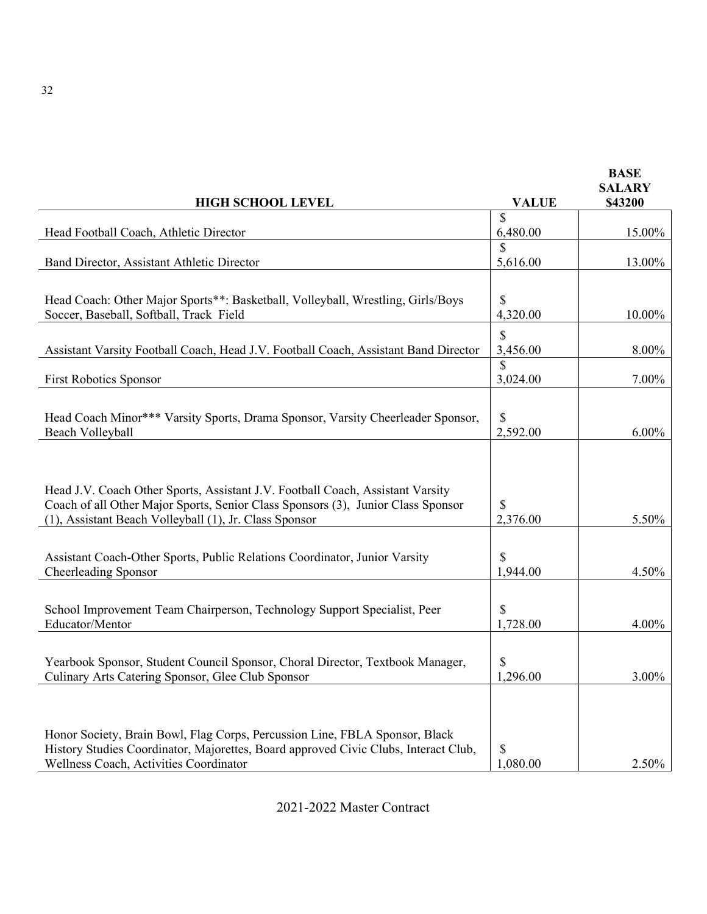| HIGH SCHOOL LEVEL | VALUE | BASE SALARY $43200 |
|---|---|---|
| Head Football Coach, Athletic Director | $ 6,480.00 | 15.00% |
| Band Director, Assistant Athletic Director | $ 5,616.00 | 13.00% |
| Head Coach: Other Major Sports**: Basketball, Volleyball, Wrestling, Girls/Boys Soccer, Baseball, Softball, Track Field | $ 4,320.00 | 10.00% |
| Assistant Varsity Football Coach, Head J.V. Football Coach, Assistant Band Director | $ 3,456.00 | 8.00% |
| First Robotics Sponsor | $ 3,024.00 | 7.00% |
| Head Coach Minor*** Varsity Sports, Drama Sponsor, Varsity Cheerleader Sponsor, Beach Volleyball | $ 2,592.00 | 6.00% |
| Head J.V. Coach Other Sports, Assistant J.V. Football Coach, Assistant Varsity Coach of all Other Major Sports, Senior Class Sponsors (3), Junior Class Sponsor (1), Assistant Beach Volleyball (1), Jr. Class Sponsor | $ 2,376.00 | 5.50% |
| Assistant Coach-Other Sports, Public Relations Coordinator, Junior Varsity Cheerleading Sponsor | $ 1,944.00 | 4.50% |
| School Improvement Team Chairperson, Technology Support Specialist, Peer Educator/Mentor | $ 1,728.00 | 4.00% |
| Yearbook Sponsor, Student Council Sponsor, Choral Director, Textbook Manager, Culinary Arts Catering Sponsor, Glee Club Sponsor | $ 1,296.00 | 3.00% |
| Honor Society, Brain Bowl, Flag Corps, Percussion Line, FBLA Sponsor, Black History Studies Coordinator, Majorettes, Board approved Civic Clubs, Interact Club, Wellness Coach, Activities Coordinator | $ 1,080.00 | 2.50% |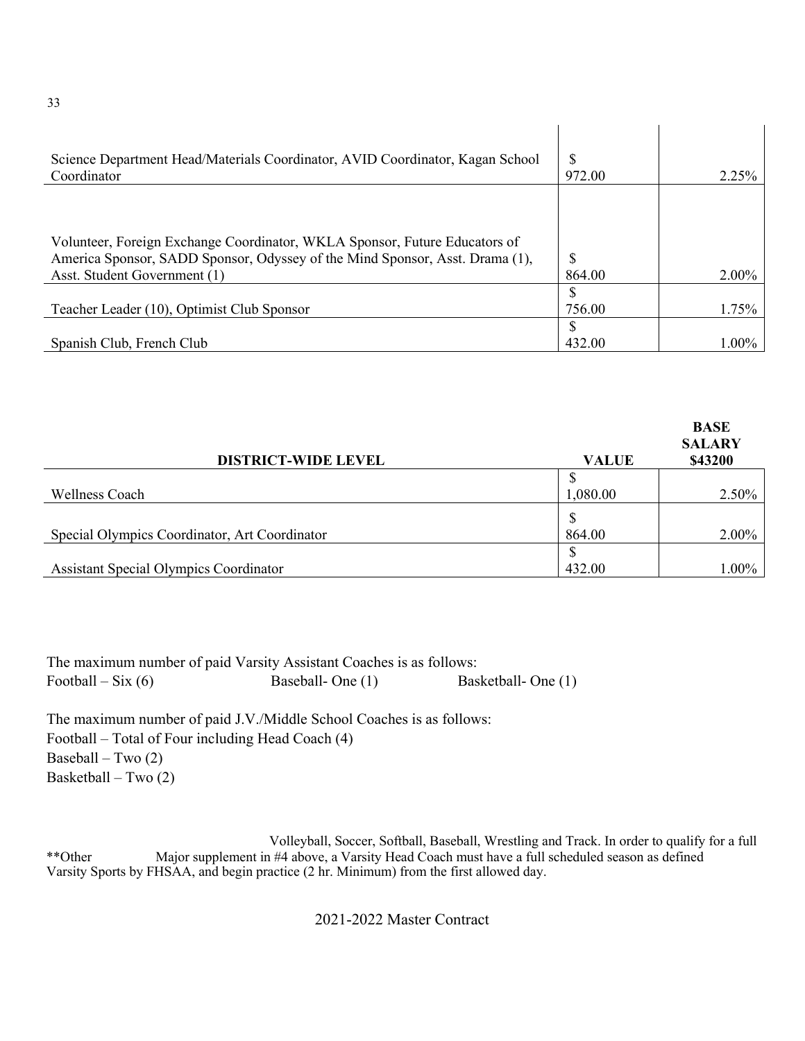| | | |
|---|---|---|
| Science Department Head/Materials Coordinator, AVID Coordinator, Kagan School Coordinator | $ 972.00 | 2.25% |
| Volunteer, Foreign Exchange Coordinator, WKLA Sponsor, Future Educators of America Sponsor, SADD Sponsor, Odyssey of the Mind Sponsor, Asst. Drama (1), Asst. Student Government (1) | $ 864.00 | 2.00% |
| Teacher Leader (10), Optimist Club Sponsor | $ 756.00 | 1.75% |
| Spanish Club, French Club | $ 432.00 | 1.00% |

| **DISTRICT-WIDE LEVEL** | **VALUE** | **BASE SALARY $43200** |
|---|---|---|
| Wellness Coach | $ 1,080.00 | 2.50% |
| Special Olympics Coordinator, Art Coordinator | $ 864.00 | 2.00% |
| Assistant Special Olympics Coordinator | $ 432.00 | 1.00% |

The maximum number of paid Varsity Assistant Coaches is as follows:
Football – Six (6) Baseball- One (1) Basketball- One (1)

The maximum number of paid J.V./Middle School Coaches is as follows:
Football – Total of Four including Head Coach (4)
Baseball – Two (2)
Basketball – Two (2)

**Other Varsity Sports Volleyball, Soccer, Softball, Baseball, Wrestling and Track. In order to qualify for a full Major supplement in #4 above, a Varsity Head Coach must have a full scheduled season as defined by FHSAA, and begin practice (2 hr. Minimum) from the first allowed day.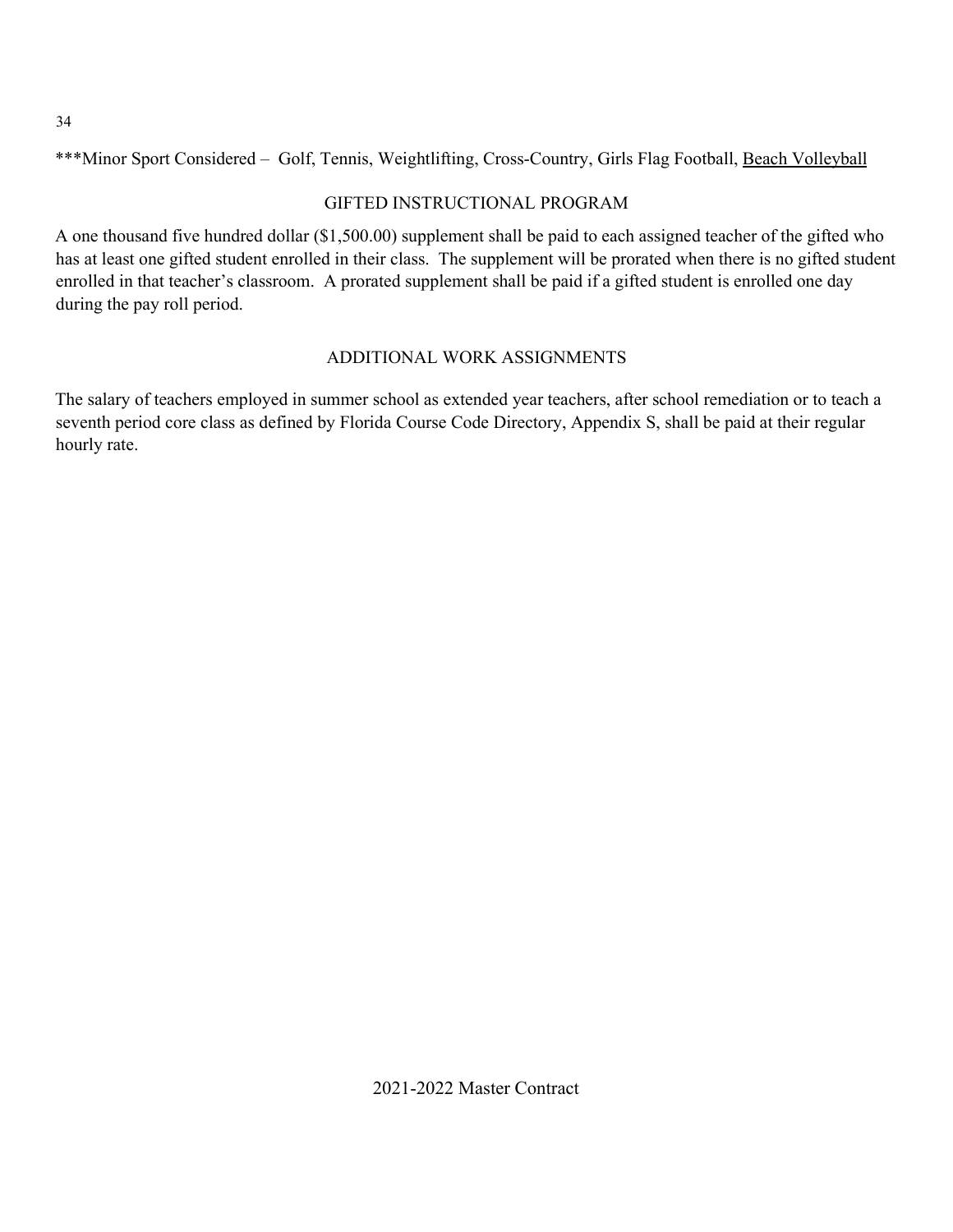***Minor Sport Considered – Golf, Tennis, Weightlifting, Cross-Country, Girls Flag Football, <u>Beach Volleyball</u>

## GIFTED INSTRUCTIONAL PROGRAM

A one thousand five hundred dollar ($1,500.00) supplement shall be paid to each assigned teacher of the gifted who has at least one gifted student enrolled in their class. The supplement will be prorated when there is no gifted student enrolled in that teacher's classroom. A prorated supplement shall be paid if a gifted student is enrolled one day during the pay roll period.

## ADDITIONAL WORK ASSIGNMENTS

The salary of teachers employed in summer school as extended year teachers, after school remediation or to teach a seventh period core class as defined by Florida Course Code Directory, Appendix S, shall be paid at their regular hourly rate.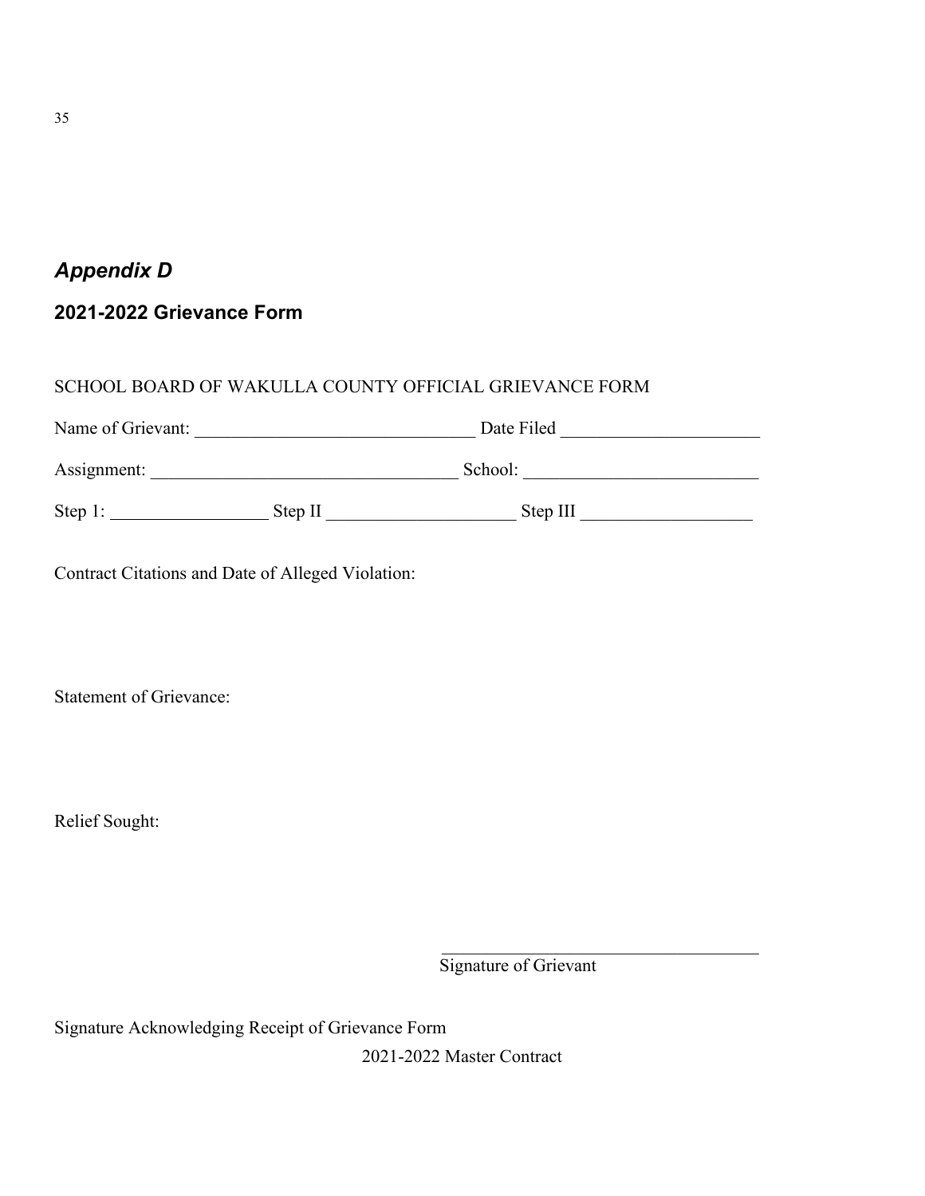## *Appendix D*

### 2021-2022 Grievance Form

SCHOOL BOARD OF WAKULLA COUNTY OFFICIAL GRIEVANCE FORM

Name of Grievant: ______________________________ Date Filed ______________________

Assignment: __________________________________ School: _________________________

Step 1: _________________ Step II ____________________ Step III ___________________

Contract Citations and Date of Alleged Violation:

Statement of Grievance:

Relief Sought:

____________________________________
Signature of Grievant

Signature Acknowledging Receipt of Grievance Form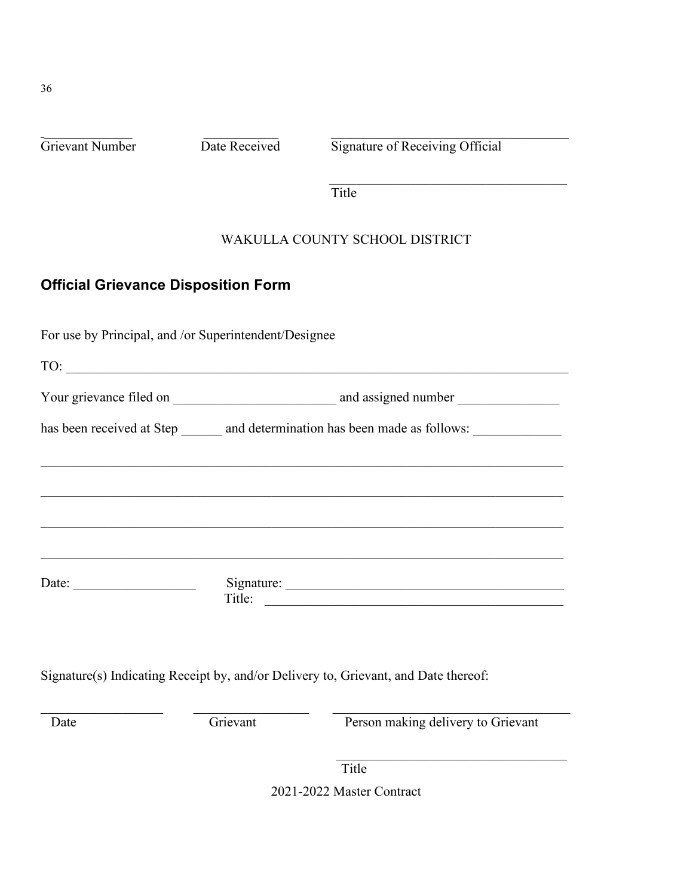\_\_\_\_\_\_\_\_\_\_\_\_\_\_ \_\_\_\_\_\_\_\_\_\_\_\_ \_\_\_\_\_\_\_\_\_\_\_\_\_\_\_\_\_\_\_\_\_\_\_\_\_\_\_\_\_\_\_\_\_\_\_\_\_\_

Grievant Number     Date Received     Signature of Receiving Official

\_\_\_\_\_\_\_\_\_\_\_\_\_\_\_\_\_\_\_\_\_\_\_\_\_\_\_\_\_\_\_\_\_\_\_\_\_\_

Title

WAKULLA COUNTY SCHOOL DISTRICT

## Official Grievance Disposition Form

For use by Principal, and /or Superintendent/Designee

TO: \_\_\_\_\_\_\_\_\_\_\_\_\_\_\_\_\_\_\_\_\_\_\_\_\_\_\_\_\_\_\_\_\_\_\_\_\_\_\_\_\_\_\_\_\_\_\_\_\_\_\_\_\_\_\_\_\_\_\_\_\_\_\_\_\_\_\_\_\_\_\_\_\_\_\_\_

Your grievance filed on \_\_\_\_\_\_\_\_\_\_\_\_\_\_\_\_\_\_\_\_\_\_\_\_\_ and assigned number \_\_\_\_\_\_\_\_\_\_\_\_\_\_\_

has been received at Step \_\_\_\_\_\_ and determination has been made as follows: \_\_\_\_\_\_\_\_\_\_\_\_\_

\_\_\_\_\_\_\_\_\_\_\_\_\_\_\_\_\_\_\_\_\_\_\_\_\_\_\_\_\_\_\_\_\_\_\_\_\_\_\_\_\_\_\_\_\_\_\_\_\_\_\_\_\_\_\_\_\_\_\_\_\_\_\_\_\_\_\_\_\_\_\_\_\_\_\_\_\_\_

\_\_\_\_\_\_\_\_\_\_\_\_\_\_\_\_\_\_\_\_\_\_\_\_\_\_\_\_\_\_\_\_\_\_\_\_\_\_\_\_\_\_\_\_\_\_\_\_\_\_\_\_\_\_\_\_\_\_\_\_\_\_\_\_\_\_\_\_\_\_\_\_\_\_\_\_\_\_

\_\_\_\_\_\_\_\_\_\_\_\_\_\_\_\_\_\_\_\_\_\_\_\_\_\_\_\_\_\_\_\_\_\_\_\_\_\_\_\_\_\_\_\_\_\_\_\_\_\_\_\_\_\_\_\_\_\_\_\_\_\_\_\_\_\_\_\_\_\_\_\_\_\_\_\_\_\_

\_\_\_\_\_\_\_\_\_\_\_\_\_\_\_\_\_\_\_\_\_\_\_\_\_\_\_\_\_\_\_\_\_\_\_\_\_\_\_\_\_\_\_\_\_\_\_\_\_\_\_\_\_\_\_\_\_\_\_\_\_\_\_\_\_\_\_\_\_\_\_\_\_\_\_\_\_\_

Date: \_\_\_\_\_\_\_\_\_\_\_\_\_\_\_\_\_\_     Signature: \_\_\_\_\_\_\_\_\_\_\_\_\_\_\_\_\_\_\_\_\_\_\_\_\_\_\_\_\_\_\_\_\_\_\_\_\_\_\_\_\_\_\_

Title: \_\_\_\_\_\_\_\_\_\_\_\_\_\_\_\_\_\_\_\_\_\_\_\_\_\_\_\_\_\_\_\_\_\_\_\_\_\_\_\_\_\_\_\_\_

Signature(s) Indicating Receipt by, and/or Delivery to, Grievant, and Date thereof:

\_\_\_\_\_\_\_\_\_\_\_\_\_\_\_\_\_\_\_ \_\_\_\_\_\_\_\_\_\_\_\_\_\_\_\_\_\_ \_\_\_\_\_\_\_\_\_\_\_\_\_\_\_\_\_\_\_\_\_\_\_\_\_\_\_\_\_\_\_\_\_\_\_\_\_\_

Date     Grievant     Person making delivery to Grievant

\_\_\_\_\_\_\_\_\_\_\_\_\_\_\_\_\_\_\_\_\_\_\_\_\_\_\_\_\_\_\_\_\_\_\_\_

Title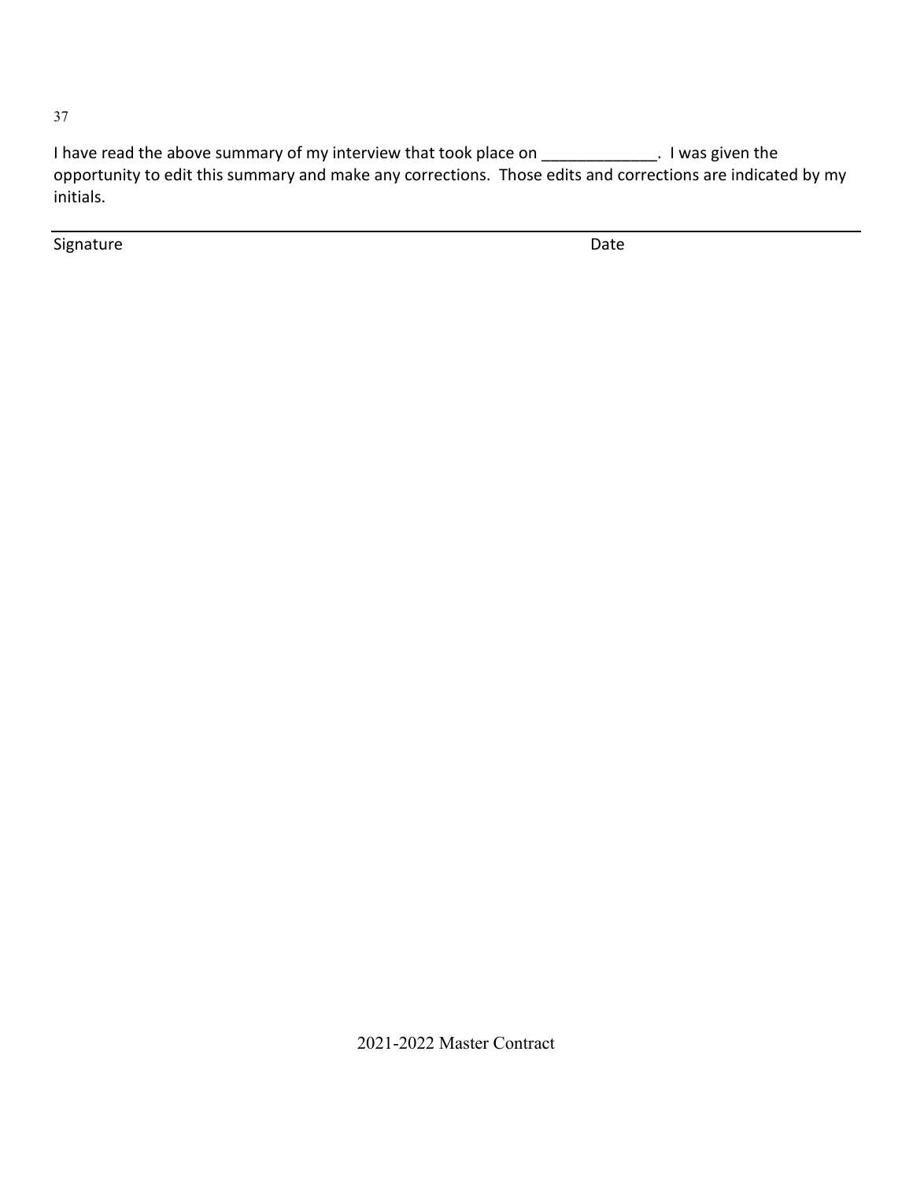I have read the above summary of my interview that took place on _____________. I was given the opportunity to edit this summary and make any corrections. Those edits and corrections are indicated by my initials.

_______________________________________________________________________________

Signature Date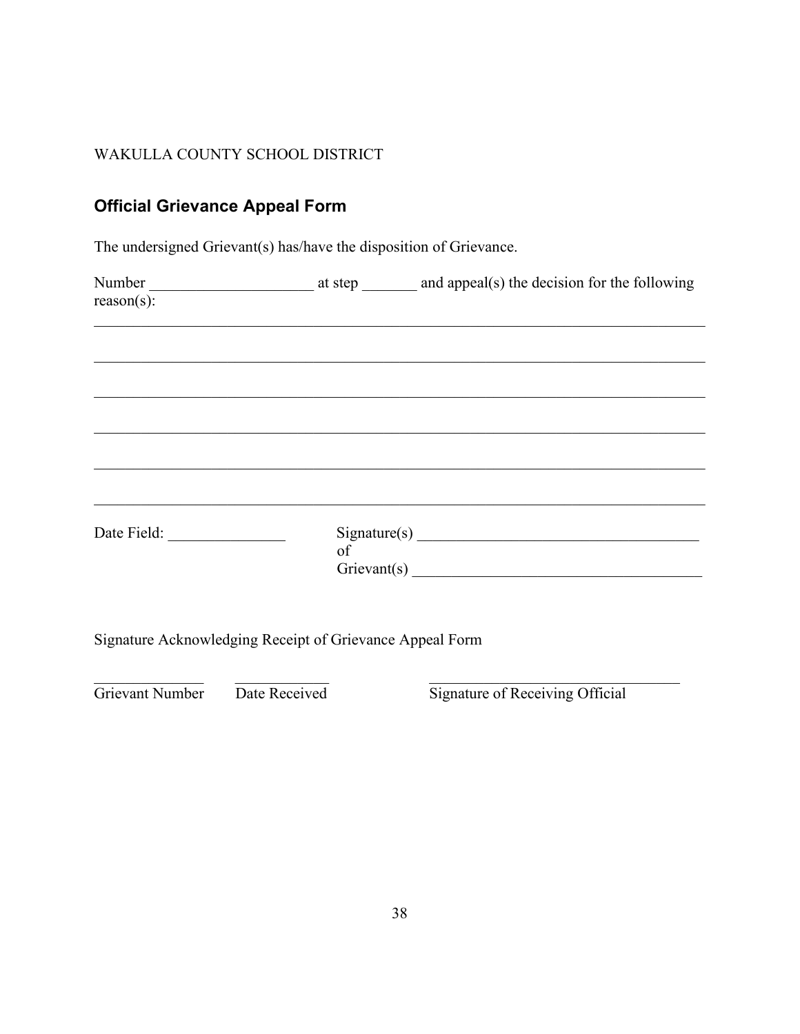WAKULLA COUNTY SCHOOL DISTRICT

## Official Grievance Appeal Form

The undersigned Grievant(s) has/have the disposition of Grievance.

Number ______________________ at step _______ and appeal(s) the decision for the following reason(s):

_______________________________________________________________________________

_______________________________________________________________________________

_______________________________________________________________________________

_______________________________________________________________________________

_______________________________________________________________________________

_______________________________________________________________________________

Date Field: _______________ Signature(s) of Grievant(s) _____________________________________

_____________________________________

Signature Acknowledging Receipt of Grievance Appeal Form

| ______________ | ____________ | ________________________________ |
|---|---|---|
| Grievant Number | Date Received | Signature of Receiving Official |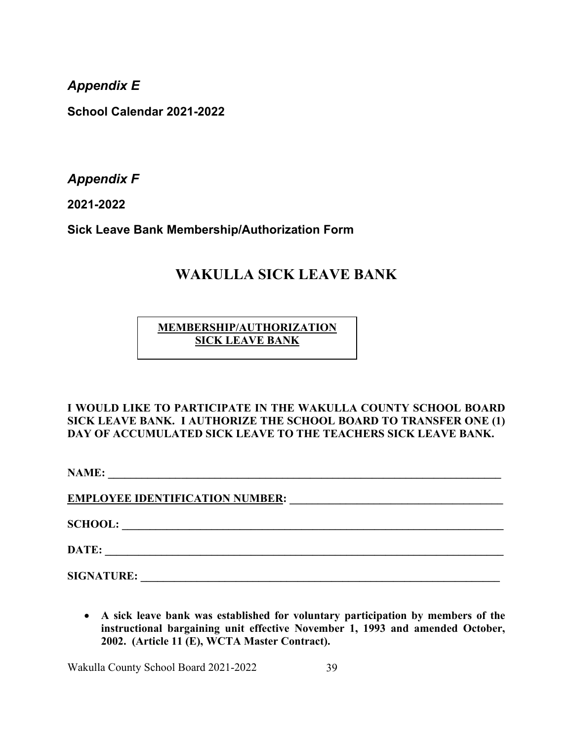## *Appendix E*

**School Calendar 2021-2022**

## *Appendix F*

**2021-2022**

**Sick Leave Bank Membership/Authorization Form**

# WAKULLA SICK LEAVE BANK

**MEMBERSHIP/AUTHORIZATION**
**SICK LEAVE BANK**

**I WOULD LIKE TO PARTICIPATE IN THE WAKULLA COUNTY SCHOOL BOARD SICK LEAVE BANK. I AUTHORIZE THE SCHOOL BOARD TO TRANSFER ONE (1) DAY OF ACCUMULATED SICK LEAVE TO THE TEACHERS SICK LEAVE BANK.**

**NAME:** ______________________________________________________________________

**EMPLOYEE IDENTIFICATION NUMBER:** ____________________________________

**SCHOOL:** ____________________________________________________________________

**DATE:** ______________________________________________________________________

**SIGNATURE:** _________________________________________________________________

- **A sick leave bank was established for voluntary participation by members of the instructional bargaining unit effective November 1, 1993 and amended October, 2002. (Article 11 (E), WCTA Master Contract).**